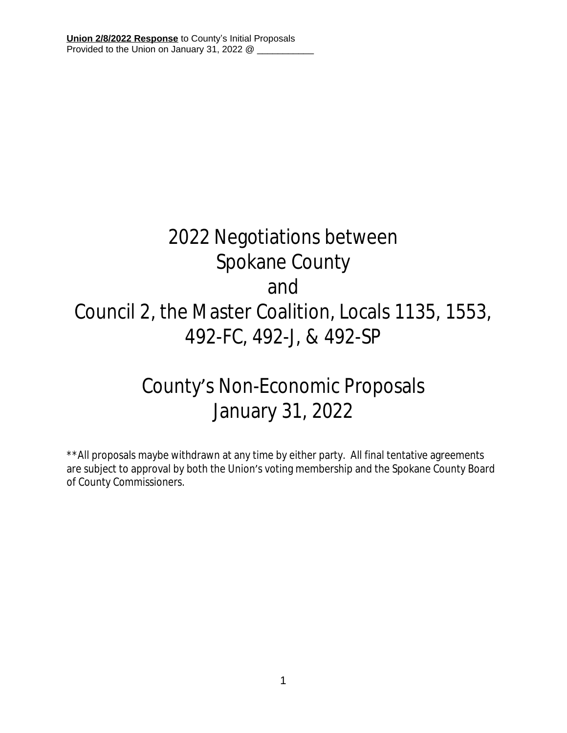**Union 2/8/2022 Response** to County's Initial Proposals
Provided to the Union on January 31, 2022 @ ___________

# 2022 Negotiations between Spokane County and Council 2, the Master Coalition, Locals 1135, 1553, 492-FC, 492-J, & 492-SP

# County's Non-Economic Proposals January 31, 2022

**All proposals maybe withdrawn at any time by either party. All final tentative agreements are subject to approval by both the Union's voting membership and the Spokane County Board of County Commissioners.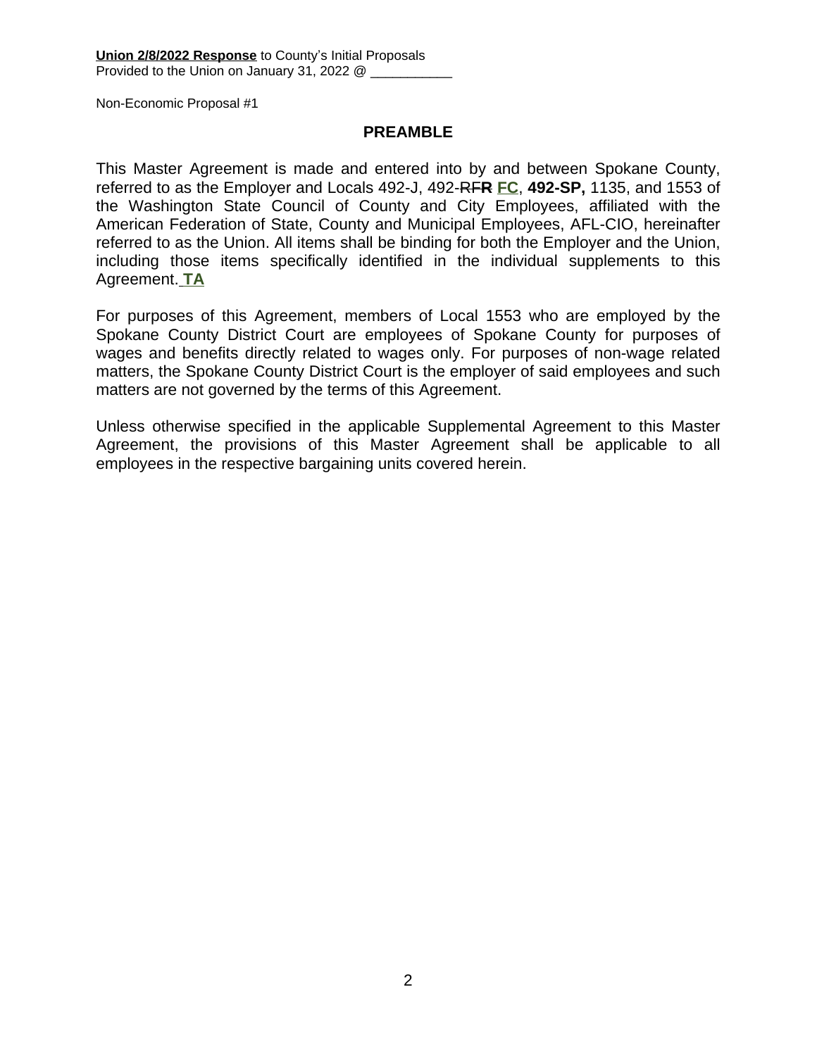**Union 2/8/2022 Response** to County's Initial Proposals
Provided to the Union on January 31, 2022 @ ___________

Non-Economic Proposal #1

## PREAMBLE

This Master Agreement is made and entered into by and between Spokane County, referred to as the Employer and Locals 492-J, 492-~~RF~~**R** **FC**, **492-SP,** 1135, and 1553 of the Washington State Council of County and City Employees, affiliated with the American Federation of State, County and Municipal Employees, AFL-CIO, hereinafter referred to as the Union. All items shall be binding for both the Employer and the Union, including those items specifically identified in the individual supplements to this Agreement. **TA**

For purposes of this Agreement, members of Local 1553 who are employed by the Spokane County District Court are employees of Spokane County for purposes of wages and benefits directly related to wages only. For purposes of non-wage related matters, the Spokane County District Court is the employer of said employees and such matters are not governed by the terms of this Agreement.

Unless otherwise specified in the applicable Supplemental Agreement to this Master Agreement, the provisions of this Master Agreement shall be applicable to all employees in the respective bargaining units covered herein.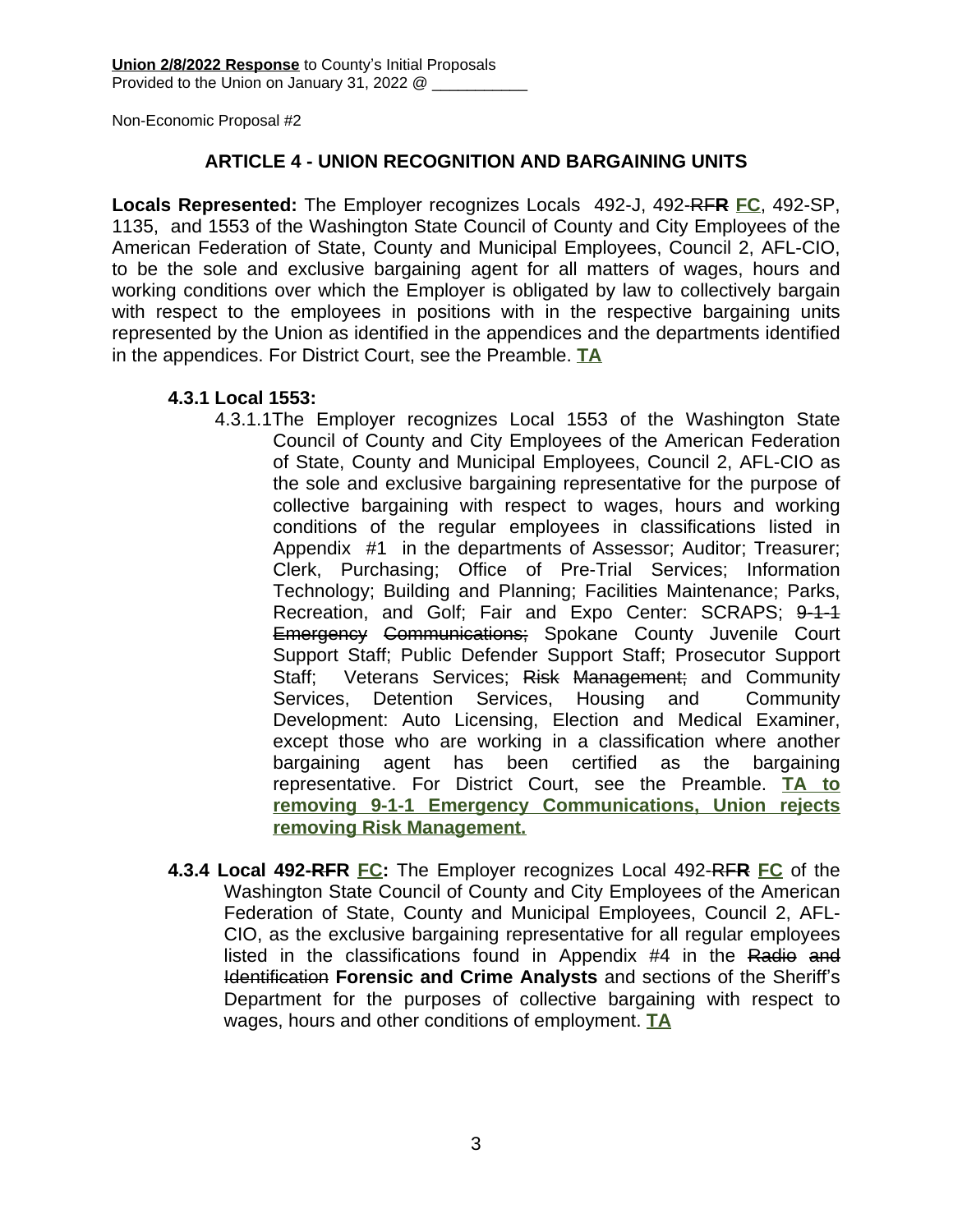**Union 2/8/2022 Response** to County's Initial Proposals
Provided to the Union on January 31, 2022 @ ___________

Non-Economic Proposal #2

## ARTICLE 4 - UNION RECOGNITION AND BARGAINING UNITS

**Locals Represented:** The Employer recognizes Locals 492-J, 492-~~RF~~**R** **FC**, 492-SP, 1135, and 1553 of the Washington State Council of County and City Employees of the American Federation of State, County and Municipal Employees, Council 2, AFL-CIO, to be the sole and exclusive bargaining agent for all matters of wages, hours and working conditions over which the Employer is obligated by law to collectively bargain with respect to the employees in positions with in the respective bargaining units represented by the Union as identified in the appendices and the departments identified in the appendices. For District Court, see the Preamble. **TA**

**4.3.1 Local 1553:**

4.3.1.1 The Employer recognizes Local 1553 of the Washington State Council of County and City Employees of the American Federation of State, County and Municipal Employees, Council 2, AFL-CIO as the sole and exclusive bargaining representative for the purpose of collective bargaining with respect to wages, hours and working conditions of the regular employees in classifications listed in Appendix #1 in the departments of Assessor; Auditor; Treasurer; Clerk, Purchasing; Office of Pre-Trial Services; Information Technology; Building and Planning; Facilities Maintenance; Parks, Recreation, and Golf; Fair and Expo Center: SCRAPS; ~~9-1-1 Emergency Communications;~~ Spokane County Juvenile Court Support Staff; Public Defender Support Staff; Prosecutor Support Staff; Veterans Services; ~~Risk Management;~~ and Community Services, Detention Services, Housing and Community Development: Auto Licensing, Election and Medical Examiner, except those who are working in a classification where another bargaining agent has been certified as the bargaining representative. For District Court, see the Preamble. **TA to removing 9-1-1 Emergency Communications, Union rejects removing Risk Management.**

**4.3.4 Local 492-~~RFR~~ FC:** The Employer recognizes Local 492-~~RF~~**R** **FC** of the Washington State Council of County and City Employees of the American Federation of State, County and Municipal Employees, Council 2, AFL-CIO, as the exclusive bargaining representative for all regular employees listed in the classifications found in Appendix #4 in the ~~Radio and Identification~~ **Forensic and Crime Analysts** and sections of the Sheriff's Department for the purposes of collective bargaining with respect to wages, hours and other conditions of employment. **TA**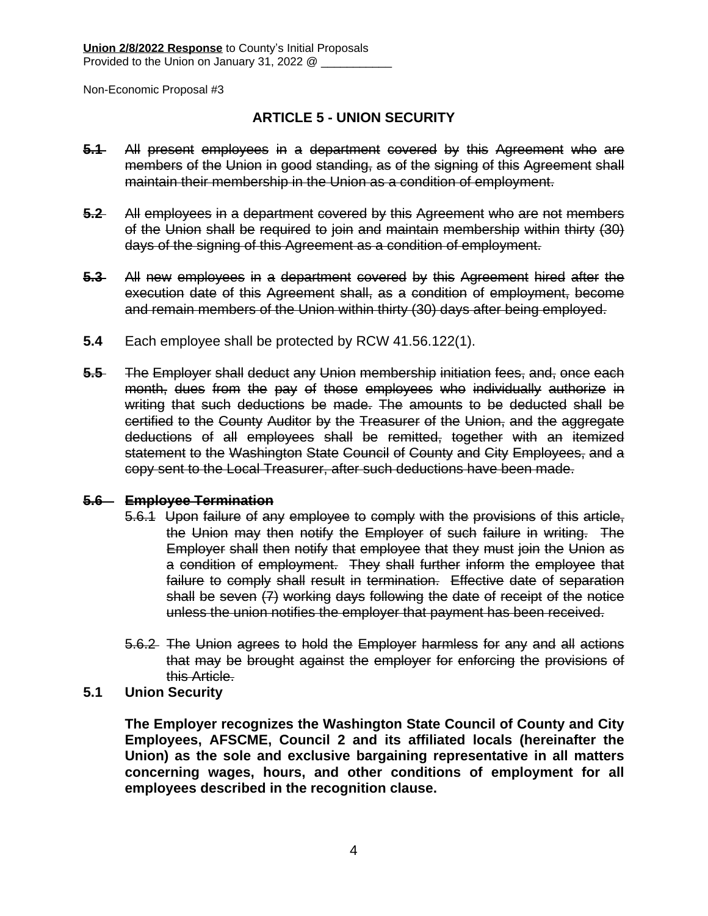**Union 2/8/2022 Response** to County's Initial Proposals
Provided to the Union on January 31, 2022 @ ___________

Non-Economic Proposal #3

## ARTICLE 5 - UNION SECURITY

~~**5.1** All present employees in a department covered by this Agreement who are members of the Union in good standing, as of the signing of this Agreement shall maintain their membership in the Union as a condition of employment.~~

~~**5.2** All employees in a department covered by this Agreement who are not members of the Union shall be required to join and maintain membership within thirty (30) days of the signing of this Agreement as a condition of employment.~~

~~**5.3** All new employees in a department covered by this Agreement hired after the execution date of this Agreement shall, as a condition of employment, become and remain members of the Union within thirty (30) days after being employed.~~

**5.4** Each employee shall be protected by RCW 41.56.122(1).

~~**5.5** The Employer shall deduct any Union membership initiation fees, and, once each month, dues from the pay of those employees who individually authorize in writing that such deductions be made. The amounts to be deducted shall be certified to the County Auditor by the Treasurer of the Union, and the aggregate deductions of all employees shall be remitted, together with an itemized statement to the Washington State Council of County and City Employees, and a copy sent to the Local Treasurer, after such deductions have been made.~~

~~**5.6 Employee Termination**~~

~~5.6.1 Upon failure of any employee to comply with the provisions of this article, the Union may then notify the Employer of such failure in writing. The Employer shall then notify that employee that they must join the Union as a condition of employment. They shall further inform the employee that failure to comply shall result in termination. Effective date of separation shall be seven (7) working days following the date of receipt of the notice unless the union notifies the employer that payment has been received.~~

~~5.6.2 The Union agrees to hold the Employer harmless for any and all actions that may be brought against the employer for enforcing the provisions of this Article.~~

**5.1 Union Security**

**The Employer recognizes the Washington State Council of County and City Employees, AFSCME, Council 2 and its affiliated locals (hereinafter the Union) as the sole and exclusive bargaining representative in all matters concerning wages, hours, and other conditions of employment for all employees described in the recognition clause.**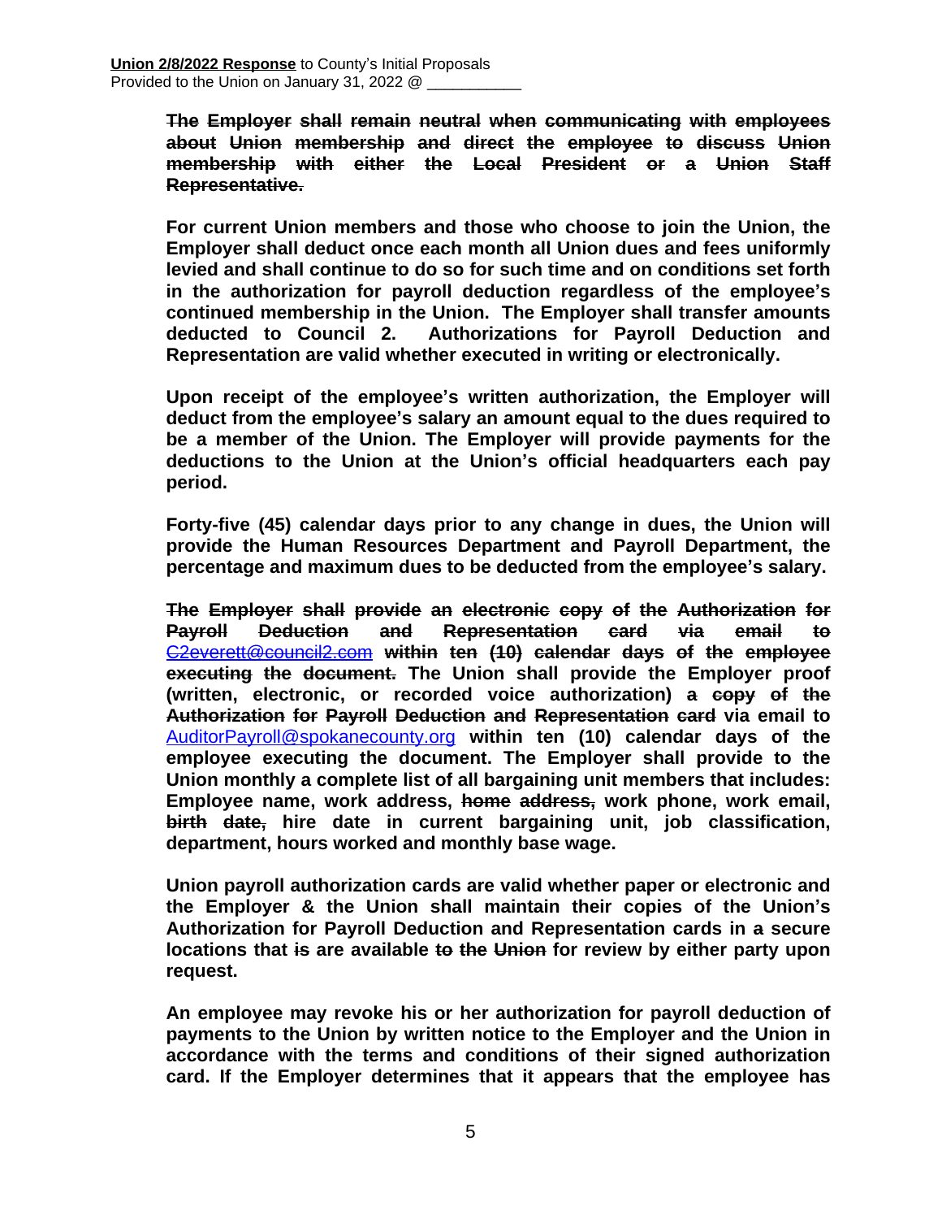~~**The Employer shall remain neutral when communicating with employees about Union membership and direct the employee to discuss Union membership with either the Local President or a Union Staff Representative.**~~

**For current Union members and those who choose to join the Union, the Employer shall deduct once each month all Union dues and fees uniformly levied and shall continue to do so for such time and on conditions set forth in the authorization for payroll deduction regardless of the employee's continued membership in the Union. The Employer shall transfer amounts deducted to Council 2. Authorizations for Payroll Deduction and Representation are valid whether executed in writing or electronically.**

**Upon receipt of the employee's written authorization, the Employer will deduct from the employee's salary an amount equal to the dues required to be a member of the Union. The Employer will provide payments for the deductions to the Union at the Union's official headquarters each pay period.**

**Forty-five (45) calendar days prior to any change in dues, the Union will provide the Human Resources Department and Payroll Department, the percentage and maximum dues to be deducted from the employee's salary.**

~~**The Employer shall provide an electronic copy of the Authorization for Payroll Deduction and Representation card via email to**~~ ~~C2everett@council2.com~~ ~~**within ten (10) calendar days of the employee executing the document.**~~ **The Union shall provide the Employer proof (written, electronic, or recorded voice authorization)** ~~**a copy of the Authorization for Payroll Deduction and Representation card**~~ **via email to** AuditorPayroll@spokanecounty.org **within ten (10) calendar days of the employee executing the document. The Employer shall provide to the Union monthly a complete list of all bargaining unit members that includes: Employee name, work address,** ~~**home address,**~~ **work phone, work email,** ~~**birth date,**~~ **hire date in current bargaining unit, job classification, department, hours worked and monthly base wage.**

**Union payroll authorization cards are valid whether paper or electronic and the Employer & the Union shall maintain their copies of the Union's Authorization for Payroll Deduction and Representation cards in a secure locations that** ~~**is**~~ **are available** ~~**to the Union**~~ **for review by either party upon request.**

**An employee may revoke his or her authorization for payroll deduction of payments to the Union by written notice to the Employer and the Union in accordance with the terms and conditions of their signed authorization card. If the Employer determines that it appears that the employee has**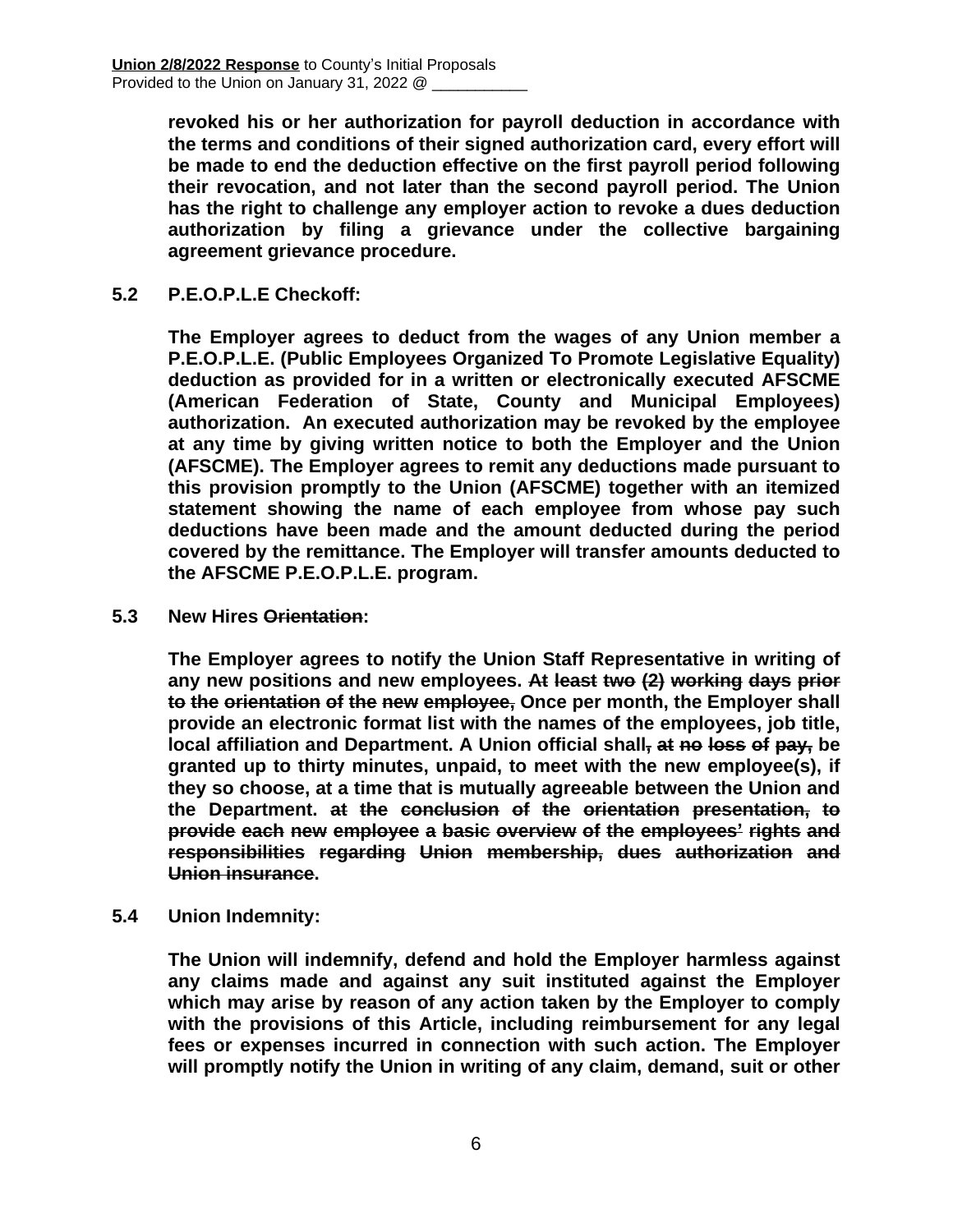**revoked his or her authorization for payroll deduction in accordance with the terms and conditions of their signed authorization card, every effort will be made to end the deduction effective on the first payroll period following their revocation, and not later than the second payroll period. The Union has the right to challenge any employer action to revoke a dues deduction authorization by filing a grievance under the collective bargaining agreement grievance procedure.**

**5.2 P.E.O.P.L.E Checkoff:**

**The Employer agrees to deduct from the wages of any Union member a P.E.O.P.L.E. (Public Employees Organized To Promote Legislative Equality) deduction as provided for in a written or electronically executed AFSCME (American Federation of State, County and Municipal Employees) authorization. An executed authorization may be revoked by the employee at any time by giving written notice to both the Employer and the Union (AFSCME). The Employer agrees to remit any deductions made pursuant to this provision promptly to the Union (AFSCME) together with an itemized statement showing the name of each employee from whose pay such deductions have been made and the amount deducted during the period covered by the remittance. The Employer will transfer amounts deducted to the AFSCME P.E.O.P.L.E. program.**

**5.3 New Hires ~~Orientation~~:**

**The Employer agrees to notify the Union Staff Representative in writing of any new positions and new employees. ~~At least two (2) working days prior to the orientation of the new employee,~~ Once per month, the Employer shall provide an electronic format list with the names of the employees, job title, local affiliation and Department. A Union official shall~~, at no loss of pay,~~ be granted up to thirty minutes, unpaid, to meet with the new employee(s), if they so choose, at a time that is mutually agreeable between the Union and the Department. ~~at the conclusion of the orientation presentation, to provide each new employee a basic overview of the employees' rights and responsibilities regarding Union membership, dues authorization and Union insurance~~.**

**5.4 Union Indemnity:**

**The Union will indemnify, defend and hold the Employer harmless against any claims made and against any suit instituted against the Employer which may arise by reason of any action taken by the Employer to comply with the provisions of this Article, including reimbursement for any legal fees or expenses incurred in connection with such action. The Employer will promptly notify the Union in writing of any claim, demand, suit or other**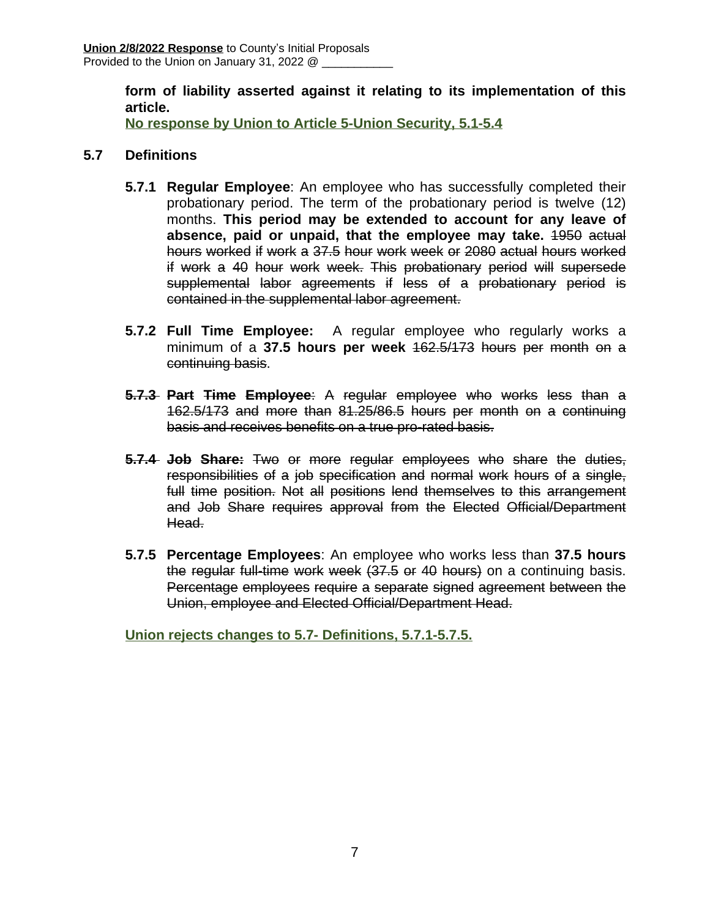**form of liability asserted against it relating to its implementation of this article.**

**No response by Union to Article 5-Union Security, 5.1-5.4**

## 5.7 Definitions

**5.7.1 Regular Employee**: An employee who has successfully completed their probationary period. The term of the probationary period is twelve (12) months. **This period may be extended to account for any leave of absence, paid or unpaid, that the employee may take.** ~~1950 actual hours worked if work a 37.5 hour work week or 2080 actual hours worked if work a 40 hour work week. This probationary period will supersede supplemental labor agreements if less of a probationary period is contained in the supplemental labor agreement.~~

**5.7.2 Full Time Employee:** A regular employee who regularly works a minimum of a **37.5 hours per week** ~~162.5/173 hours per month on a continuing basis~~.

~~**5.7.3 Part Time Employee**: A regular employee who works less than a 162.5/173 and more than 81.25/86.5 hours per month on a continuing basis and receives benefits on a true pro-rated basis.~~

~~**5.7.4 Job Share:** Two or more regular employees who share the duties, responsibilities of a job specification and normal work hours of a single, full time position. Not all positions lend themselves to this arrangement and Job Share requires approval from the Elected Official/Department Head.~~

**5.7.5 Percentage Employees**: An employee who works less than **37.5 hours** ~~the regular full-time work week (37.5 or 40 hours)~~ on a continuing basis. ~~Percentage employees require a separate signed agreement between the Union, employee and Elected Official/Department Head.~~

**Union rejects changes to 5.7- Definitions, 5.7.1-5.7.5.**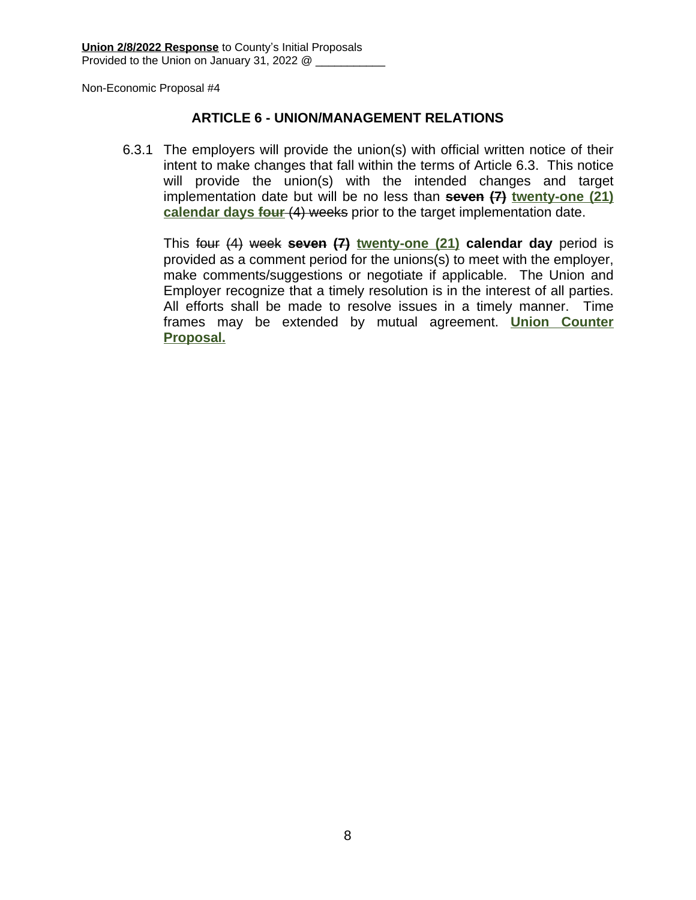**Union 2/8/2022 Response** to County's Initial Proposals
Provided to the Union on January 31, 2022 @ ___________

Non-Economic Proposal #4

## ARTICLE 6 - UNION/MANAGEMENT RELATIONS

6.3.1 The employers will provide the union(s) with official written notice of their intent to make changes that fall within the terms of Article 6.3. This notice will provide the union(s) with the intended changes and target implementation date but will be no less than ~~**seven (7)**~~ **twenty-one (21) calendar days** ~~**four**~~ ~~(4) weeks~~ prior to the target implementation date.

This ~~four (4) week~~ ~~**seven (7)**~~ **twenty-one (21) calendar day** period is provided as a comment period for the unions(s) to meet with the employer, make comments/suggestions or negotiate if applicable. The Union and Employer recognize that a timely resolution is in the interest of all parties. All efforts shall be made to resolve issues in a timely manner. Time frames may be extended by mutual agreement. **Union Counter Proposal.**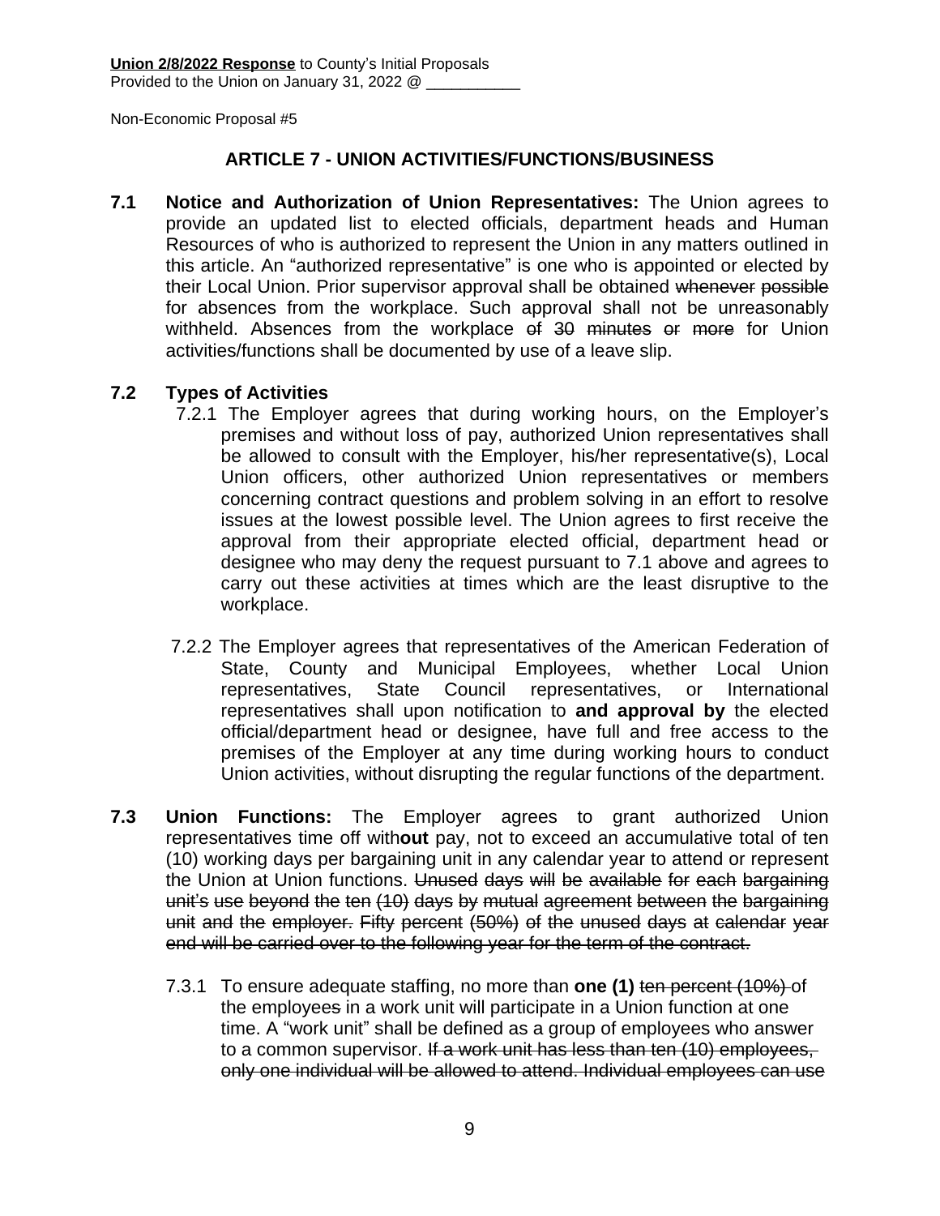**Union 2/8/2022 Response** to County's Initial Proposals
Provided to the Union on January 31, 2022 @ ___________

Non-Economic Proposal #5

## ARTICLE 7 - UNION ACTIVITIES/FUNCTIONS/BUSINESS

**7.1 Notice and Authorization of Union Representatives:** The Union agrees to provide an updated list to elected officials, department heads and Human Resources of who is authorized to represent the Union in any matters outlined in this article. An "authorized representative" is one who is appointed or elected by their Local Union. Prior supervisor approval shall be obtained ~~whenever possible~~ for absences from the workplace. Such approval shall not be unreasonably withheld. Absences from the workplace ~~of 30 minutes or more~~ for Union activities/functions shall be documented by use of a leave slip.

**7.2 Types of Activities**

7.2.1 The Employer agrees that during working hours, on the Employer's premises and without loss of pay, authorized Union representatives shall be allowed to consult with the Employer, his/her representative(s), Local Union officers, other authorized Union representatives or members concerning contract questions and problem solving in an effort to resolve issues at the lowest possible level. The Union agrees to first receive the approval from their appropriate elected official, department head or designee who may deny the request pursuant to 7.1 above and agrees to carry out these activities at times which are the least disruptive to the workplace.

7.2.2 The Employer agrees that representatives of the American Federation of State, County and Municipal Employees, whether Local Union representatives, State Council representatives, or International representatives shall upon notification to **and approval by** the elected official/department head or designee, have full and free access to the premises of the Employer at any time during working hours to conduct Union activities, without disrupting the regular functions of the department.

**7.3 Union Functions:** The Employer agrees to grant authorized Union representatives time off with**out** pay, not to exceed an accumulative total of ten (10) working days per bargaining unit in any calendar year to attend or represent the Union at Union functions. ~~Unused days will be available for each bargaining unit's use beyond the ten (10) days by mutual agreement between the bargaining unit and the employer. Fifty percent (50%) of the unused days at calendar year end will be carried over to the following year for the term of the contract.~~

7.3.1 To ensure adequate staffing, no more than **one (1)** ~~ten percent (10%)~~ of the employee~~s~~ in a work unit will participate in a Union function at one time. A "work unit" shall be defined as a group of employees who answer to a common supervisor. ~~If a work unit has less than ten (10) employees, only one individual will be allowed to attend. Individual employees can use~~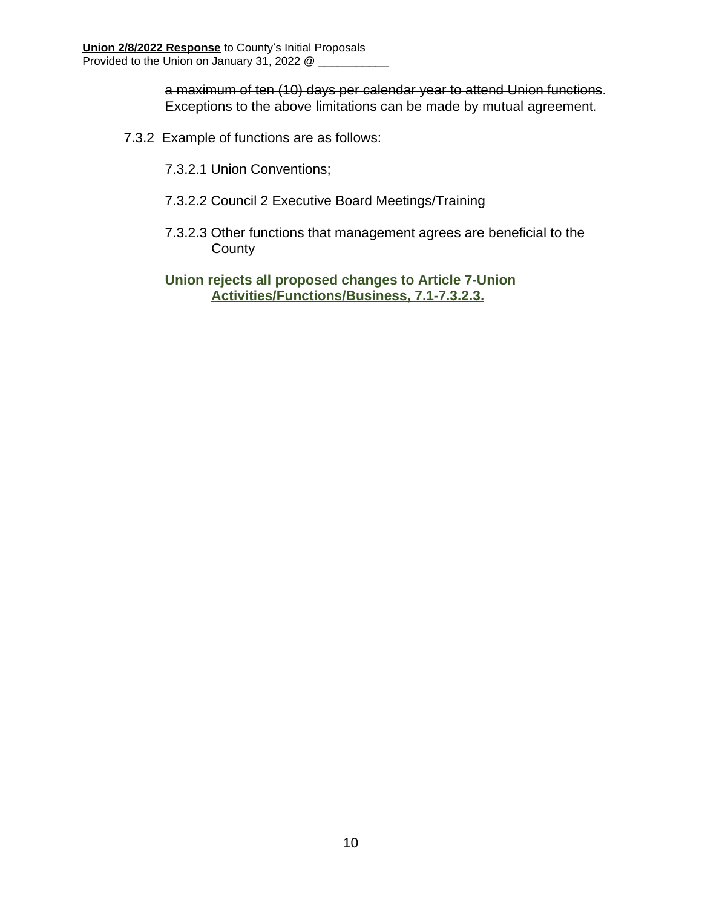~~a maximum of ten (10) days per calendar year to attend Union functions~~. Exceptions to the above limitations can be made by mutual agreement.

7.3.2 Example of functions are as follows:

7.3.2.1 Union Conventions;

7.3.2.2 Council 2 Executive Board Meetings/Training

7.3.2.3 Other functions that management agrees are beneficial to the County

**Union rejects all proposed changes to Article 7-Union Activities/Functions/Business, 7.1-7.3.2.3.**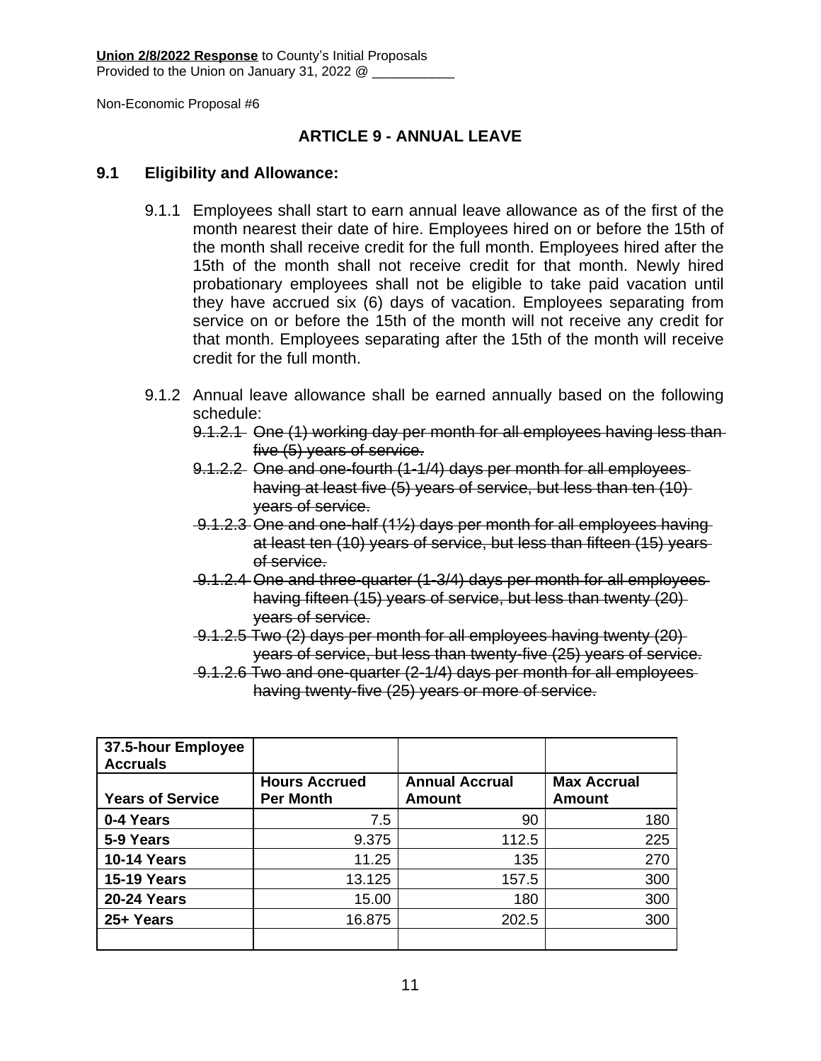**Union 2/8/2022 Response** to County's Initial Proposals
Provided to the Union on January 31, 2022 @ ___________

Non-Economic Proposal #6

## ARTICLE 9 - ANNUAL LEAVE

### 9.1 Eligibility and Allowance:

9.1.1 Employees shall start to earn annual leave allowance as of the first of the month nearest their date of hire. Employees hired on or before the 15th of the month shall receive credit for the full month. Employees hired after the 15th of the month shall not receive credit for that month. Newly hired probationary employees shall not be eligible to take paid vacation until they have accrued six (6) days of vacation. Employees separating from service on or before the 15th of the month will not receive any credit for that month. Employees separating after the 15th of the month will receive credit for the full month.

9.1.2 Annual leave allowance shall be earned annually based on the following schedule:

~~9.1.2.1 One (1) working day per month for all employees having less than five (5) years of service.~~

~~9.1.2.2 One and one-fourth (1-1/4) days per month for all employees having at least five (5) years of service, but less than ten (10) years of service.~~

~~9.1.2.3 One and one-half (1½) days per month for all employees having at least ten (10) years of service, but less than fifteen (15) years of service.~~

~~9.1.2.4 One and three-quarter (1-3/4) days per month for all employees having fifteen (15) years of service, but less than twenty (20) years of service.~~

~~9.1.2.5 Two (2) days per month for all employees having twenty (20) years of service, but less than twenty-five (25) years of service.~~

~~9.1.2.6 Two and one-quarter (2-1/4) days per month for all employees having twenty-five (25) years or more of service.~~

| 37.5-hour Employee Accruals | | | |
|---|---|---|---|
| **Years of Service** | **Hours Accrued Per Month** | **Annual Accrual Amount** | **Max Accrual Amount** |
| **0-4 Years** | 7.5 | 90 | 180 |
| **5-9 Years** | 9.375 | 112.5 | 225 |
| **10-14 Years** | 11.25 | 135 | 270 |
| **15-19 Years** | 13.125 | 157.5 | 300 |
| **20-24 Years** | 15.00 | 180 | 300 |
| **25+ Years** | 16.875 | 202.5 | 300 |
| | | | |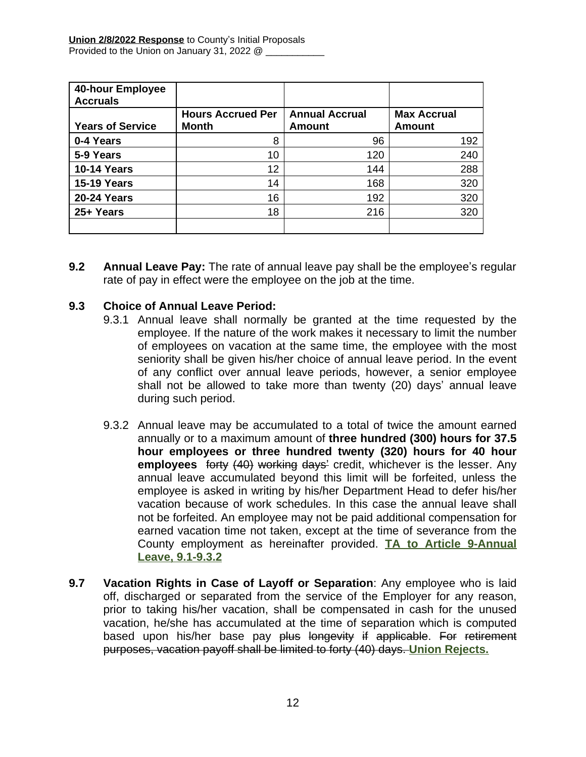**Union 2/8/2022 Response** to County's Initial Proposals
Provided to the Union on January 31, 2022 @ ___________

| **40-hour Employee Accruals** | | | |
|---|---|---|---|
| **Years of Service** | **Hours Accrued Per Month** | **Annual Accrual Amount** | **Max Accrual Amount** |
| **0-4 Years** | 8 | 96 | 192 |
| **5-9 Years** | 10 | 120 | 240 |
| **10-14 Years** | 12 | 144 | 288 |
| **15-19 Years** | 14 | 168 | 320 |
| **20-24 Years** | 16 | 192 | 320 |
| **25+ Years** | 18 | 216 | 320 |
| | | | |

**9.2 Annual Leave Pay:** The rate of annual leave pay shall be the employee's regular rate of pay in effect were the employee on the job at the time.

**9.3 Choice of Annual Leave Period:**

9.3.1 Annual leave shall normally be granted at the time requested by the employee. If the nature of the work makes it necessary to limit the number of employees on vacation at the same time, the employee with the most seniority shall be given his/her choice of annual leave period. In the event of any conflict over annual leave periods, however, a senior employee shall not be allowed to take more than twenty (20) days' annual leave during such period.

9.3.2 Annual leave may be accumulated to a total of twice the amount earned annually or to a maximum amount of **three hundred (300) hours for 37.5 hour employees or three hundred twenty (320) hours for 40 hour employees** ~~forty (40) working days'~~ credit, whichever is the lesser. Any annual leave accumulated beyond this limit will be forfeited, unless the employee is asked in writing by his/her Department Head to defer his/her vacation because of work schedules. In this case the annual leave shall not be forfeited. An employee may not be paid additional compensation for earned vacation time not taken, except at the time of severance from the County employment as hereinafter provided. **TA to Article 9-Annual Leave, 9.1-9.3.2**

**9.7 Vacation Rights in Case of Layoff or Separation**: Any employee who is laid off, discharged or separated from the service of the Employer for any reason, prior to taking his/her vacation, shall be compensated in cash for the unused vacation, he/she has accumulated at the time of separation which is computed based upon his/her base pay ~~plus longevity if applicable~~. ~~For retirement purposes, vacation payoff shall be limited to forty (40) days.~~ **Union Rejects.**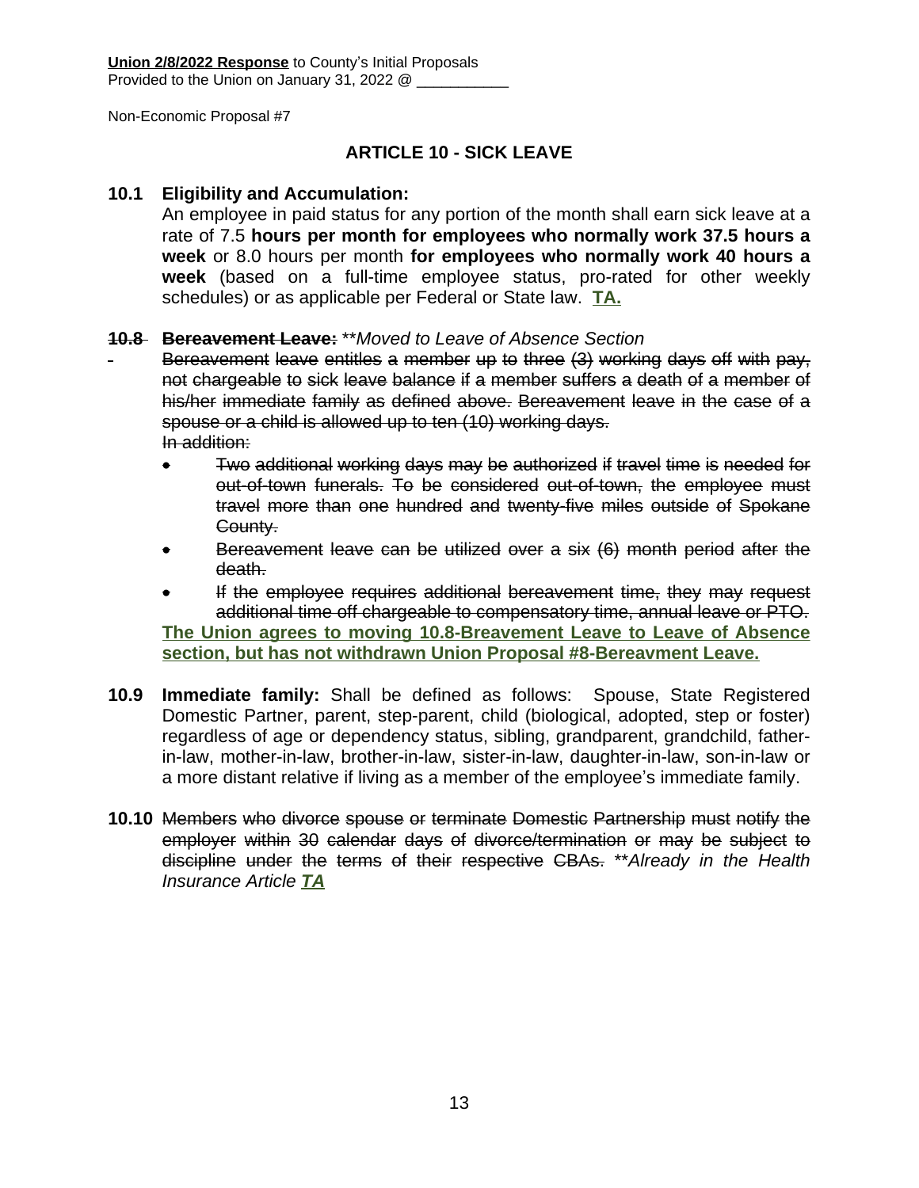**Union 2/8/2022 Response** to County's Initial Proposals
Provided to the Union on January 31, 2022 @ ___________

Non-Economic Proposal #7

## ARTICLE 10 - SICK LEAVE

**10.1 Eligibility and Accumulation:**
An employee in paid status for any portion of the month shall earn sick leave at a rate of 7.5 **hours per month for employees who normally work 37.5 hours a week** or 8.0 hours per month **for employees who normally work 40 hours a week** (based on a full-time employee status, pro-rated for other weekly schedules) or as applicable per Federal or State law. **TA.**

~~**10.8 Bereavement Leave:**~~ *\*\*Moved to Leave of Absence Section*

~~Bereavement leave entitles a member up to three (3) working days off with pay, not chargeable to sick leave balance if a member suffers a death of a member of his/her immediate family as defined above. Bereavement leave in the case of a spouse or a child is allowed up to ten (10) working days.~~
~~In addition:~~

- ~~Two additional working days may be authorized if travel time is needed for out-of-town funerals. To be considered out-of-town, the employee must travel more than one hundred and twenty-five miles outside of Spokane County.~~
- ~~Bereavement leave can be utilized over a six (6) month period after the death.~~
- ~~If the employee requires additional bereavement time, they may request additional time off chargeable to compensatory time, annual leave or PTO.~~

**The Union agrees to moving 10.8-Breavement Leave to Leave of Absence section, but has not withdrawn Union Proposal #8-Bereavment Leave.**

**10.9 Immediate family:** Shall be defined as follows: Spouse, State Registered Domestic Partner, parent, step-parent, child (biological, adopted, step or foster) regardless of age or dependency status, sibling, grandparent, grandchild, father-in-law, mother-in-law, brother-in-law, sister-in-law, daughter-in-law, son-in-law or a more distant relative if living as a member of the employee's immediate family.

**10.10** ~~Members who divorce spouse or terminate Domestic Partnership must notify the employer within 30 calendar days of divorce/termination or may be subject to discipline under the terms of their respective CBAs.~~ *\*\*Already in the Health Insurance Article* ***TA***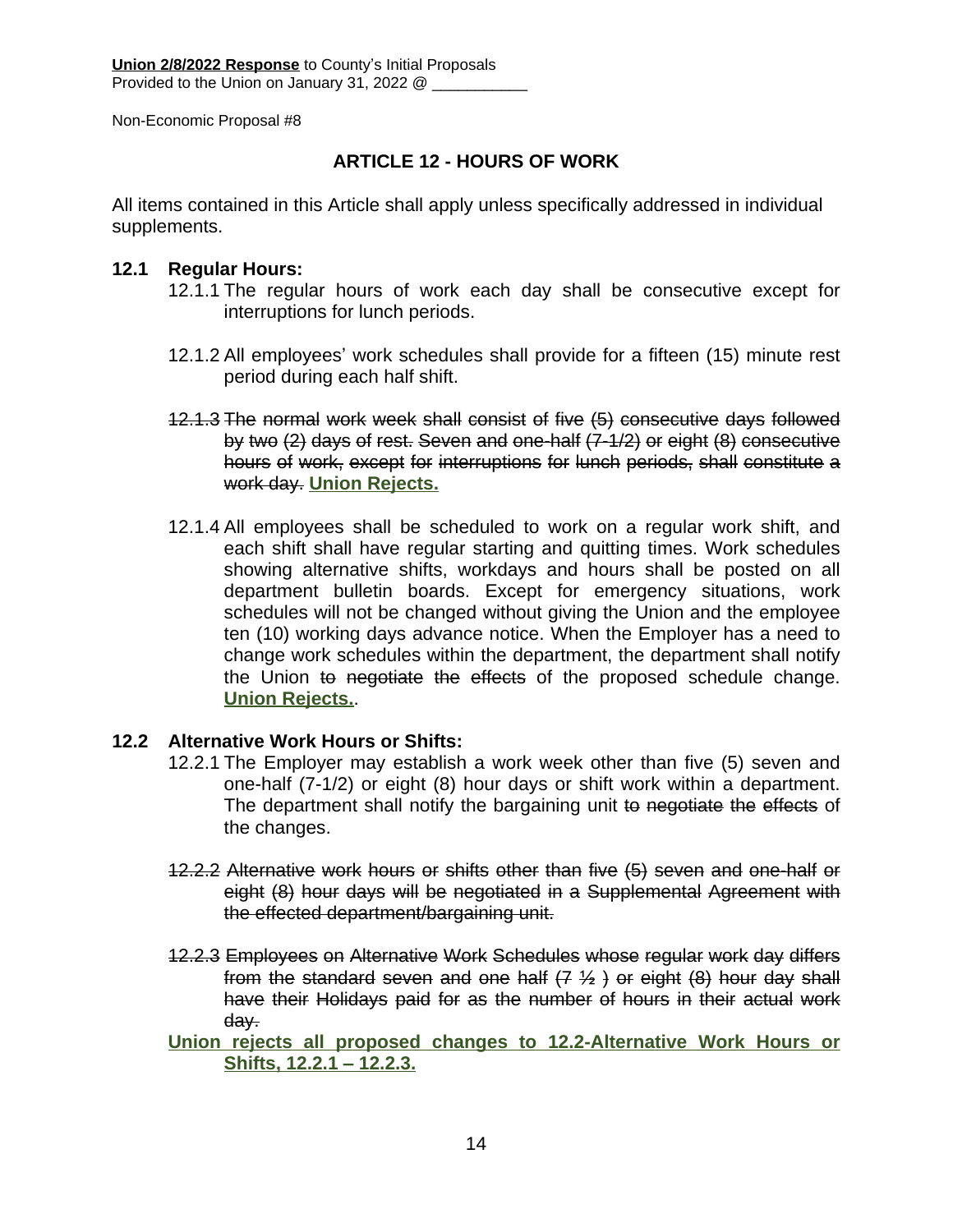**Union 2/8/2022 Response** to County's Initial Proposals
Provided to the Union on January 31, 2022 @ ___________

Non-Economic Proposal #8

## ARTICLE 12 - HOURS OF WORK

All items contained in this Article shall apply unless specifically addressed in individual supplements.

### 12.1 Regular Hours:

12.1.1 The regular hours of work each day shall be consecutive except for interruptions for lunch periods.

12.1.2 All employees' work schedules shall provide for a fifteen (15) minute rest period during each half shift.

~~12.1.3 The normal work week shall consist of five (5) consecutive days followed by two (2) days of rest. Seven and one-half (7-1/2) or eight (8) consecutive hours of work, except for interruptions for lunch periods, shall constitute a work day.~~ **Union Rejects.**

12.1.4 All employees shall be scheduled to work on a regular work shift, and each shift shall have regular starting and quitting times. Work schedules showing alternative shifts, workdays and hours shall be posted on all department bulletin boards. Except for emergency situations, work schedules will not be changed without giving the Union and the employee ten (10) working days advance notice. When the Employer has a need to change work schedules within the department, the department shall notify the Union ~~to negotiate the effects~~ of the proposed schedule change. **Union Rejects.**.

### 12.2 Alternative Work Hours or Shifts:

12.2.1 The Employer may establish a work week other than five (5) seven and one-half (7-1/2) or eight (8) hour days or shift work within a department. The department shall notify the bargaining unit ~~to negotiate the effects~~ of the changes.

~~12.2.2 Alternative work hours or shifts other than five (5) seven and one-half or eight (8) hour days will be negotiated in a Supplemental Agreement with the effected department/bargaining unit.~~

~~12.2.3 Employees on Alternative Work Schedules whose regular work day differs from the standard seven and one half (7 ½ ) or eight (8) hour day shall have their Holidays paid for as the number of hours in their actual work day.~~

**Union rejects all proposed changes to 12.2-Alternative Work Hours or Shifts, 12.2.1 – 12.2.3.**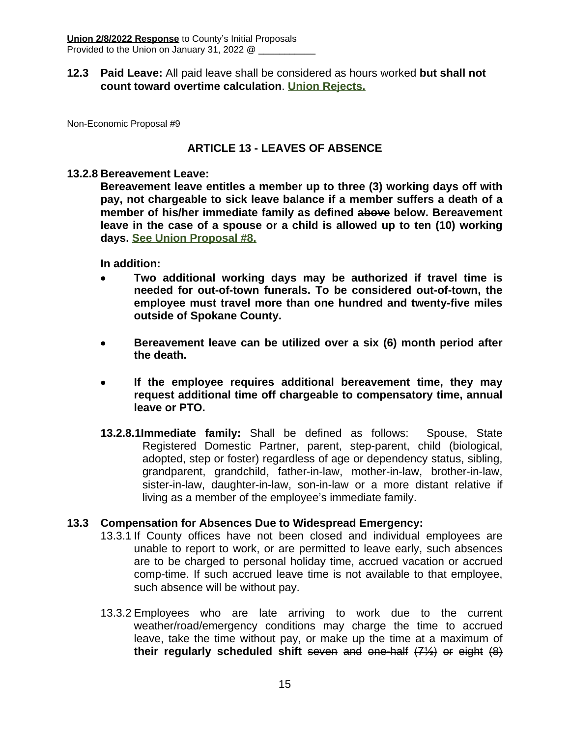**Union 2/8/2022 Response** to County's Initial Proposals
Provided to the Union on January 31, 2022 @ ___________

**12.3 Paid Leave:** All paid leave shall be considered as hours worked **but shall not count toward overtime calculation**. **Union Rejects.**

Non-Economic Proposal #9

## ARTICLE 13 - LEAVES OF ABSENCE

**13.2.8 Bereavement Leave:**

**Bereavement leave entitles a member up to three (3) working days off with pay, not chargeable to sick leave balance if a member suffers a death of a member of his/her immediate family as defined ~~above~~ below. Bereavement leave in the case of a spouse or a child is allowed up to ten (10) working days. See Union Proposal #8.**

**In addition:**

- **Two additional working days may be authorized if travel time is needed for out-of-town funerals. To be considered out-of-town, the employee must travel more than one hundred and twenty-five miles outside of Spokane County.**
- **Bereavement leave can be utilized over a six (6) month period after the death.**
- **If the employee requires additional bereavement time, they may request additional time off chargeable to compensatory time, annual leave or PTO.**

**13.2.8.1 Immediate family:** Shall be defined as follows: Spouse, State Registered Domestic Partner, parent, step-parent, child (biological, adopted, step or foster) regardless of age or dependency status, sibling, grandparent, grandchild, father-in-law, mother-in-law, brother-in-law, sister-in-law, daughter-in-law, son-in-law or a more distant relative if living as a member of the employee's immediate family.

**13.3 Compensation for Absences Due to Widespread Emergency:**

13.3.1 If County offices have not been closed and individual employees are unable to report to work, or are permitted to leave early, such absences are to be charged to personal holiday time, accrued vacation or accrued comp-time. If such accrued leave time is not available to that employee, such absence will be without pay.

13.3.2 Employees who are late arriving to work due to the current weather/road/emergency conditions may charge the time to accrued leave, take the time without pay, or make up the time at a maximum of **their regularly scheduled shift** ~~seven and one-half (7½) or eight (8)~~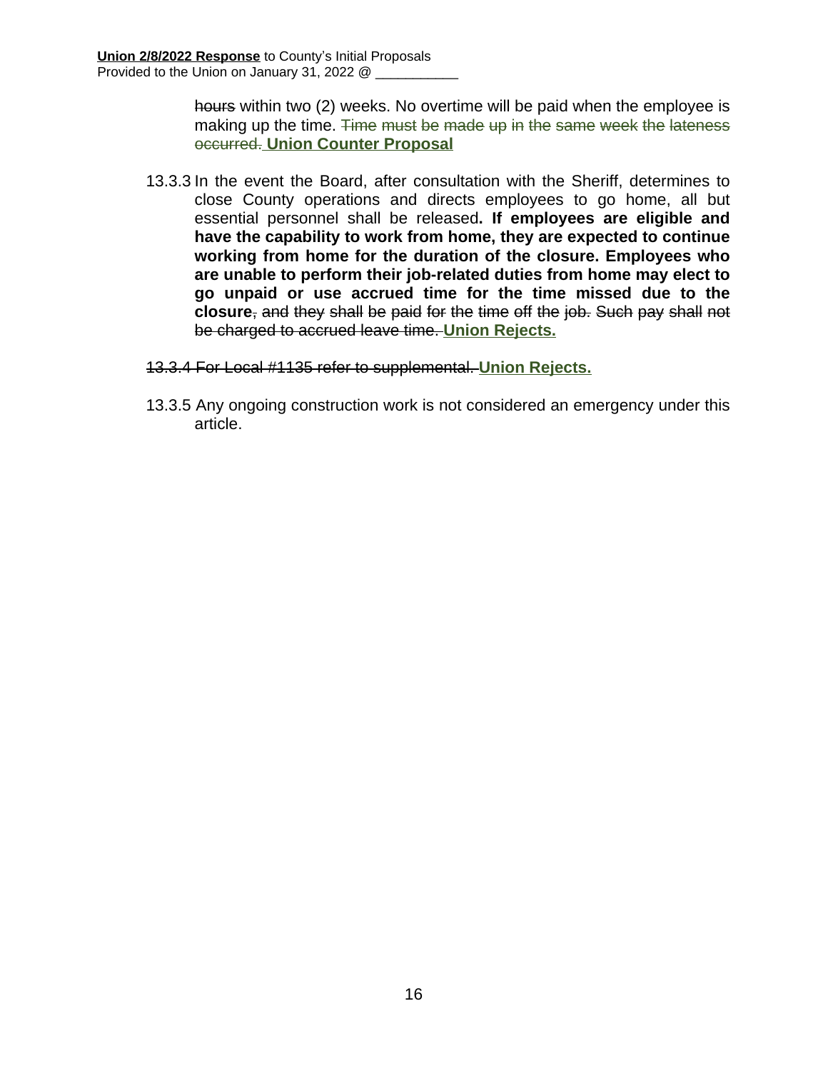~~hours~~ within two (2) weeks. No overtime will be paid when the employee is making up the time. ~~Time must be made up in the same week the lateness occurred.~~ **Union Counter Proposal**

13.3.3 In the event the Board, after consultation with the Sheriff, determines to close County operations and directs employees to go home, all but essential personnel shall be released**. If employees are eligible and have the capability to work from home, they are expected to continue working from home for the duration of the closure. Employees who are unable to perform their job-related duties from home may elect to go unpaid or use accrued time for the time missed due to the closure**~~, and they shall be paid for the time off the job. Such pay shall not be charged to accrued leave time.~~ **Union Rejects.**

~~13.3.4 For Local #1135 refer to supplemental.~~ **Union Rejects.**

13.3.5 Any ongoing construction work is not considered an emergency under this article.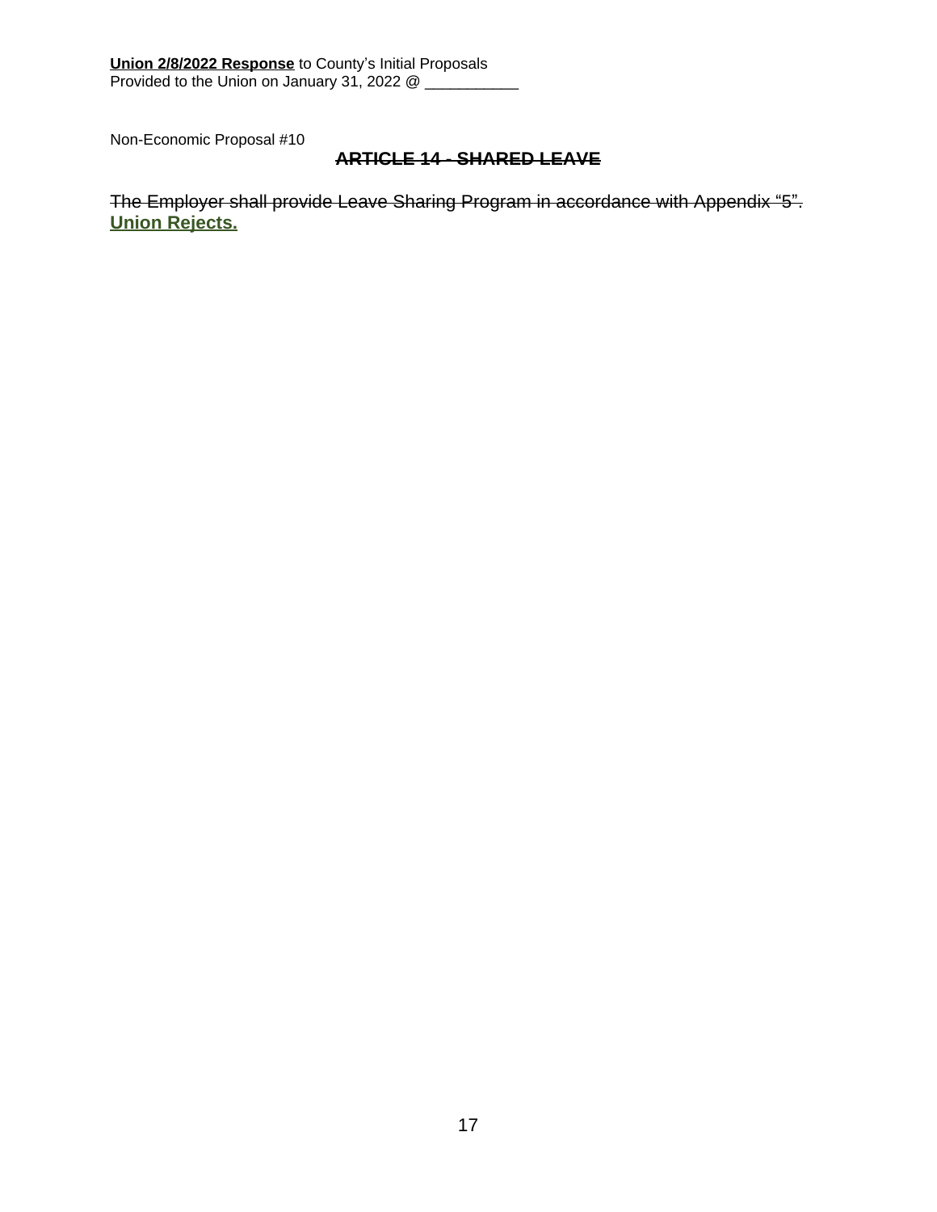**Union 2/8/2022 Response** to County's Initial Proposals
Provided to the Union on January 31, 2022 @ ___________

Non-Economic Proposal #10

## ~~ARTICLE 14 - SHARED LEAVE~~

~~The Employer shall provide Leave Sharing Program in accordance with Appendix "5".~~
**Union Rejects.**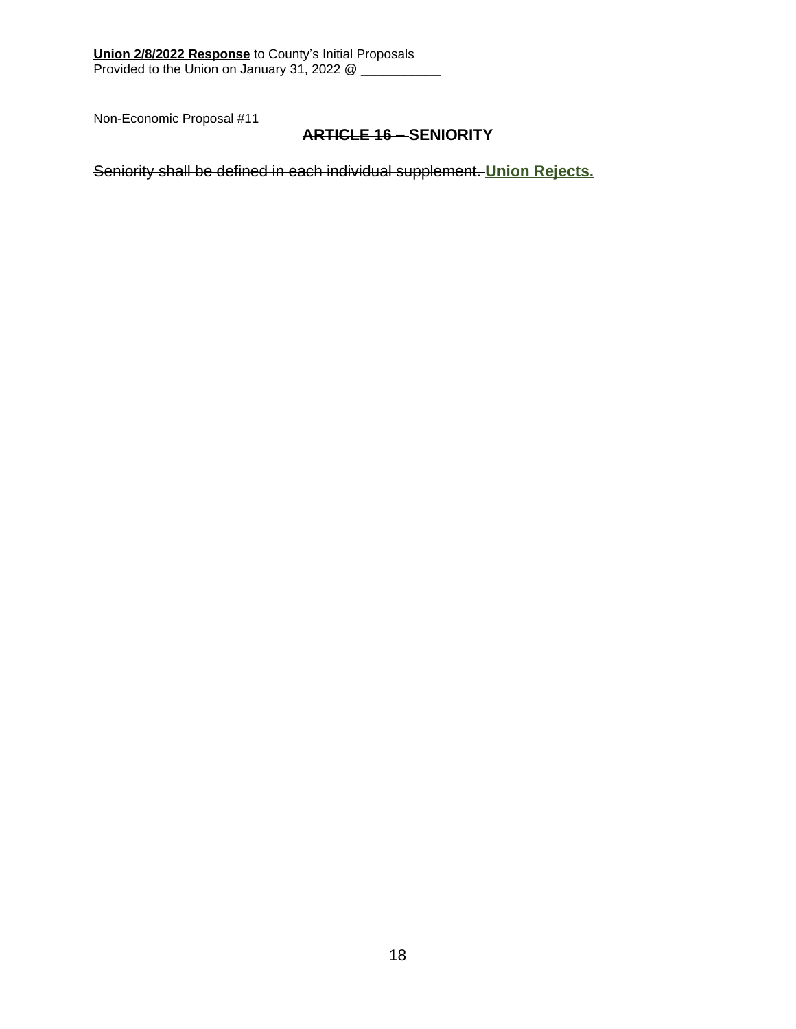**Union 2/8/2022 Response** to County's Initial Proposals
Provided to the Union on January 31, 2022 @ ___________

Non-Economic Proposal #11

## ~~ARTICLE 16 –~~ SENIORITY

~~Seniority shall be defined in each individual supplement.~~ **Union Rejects.**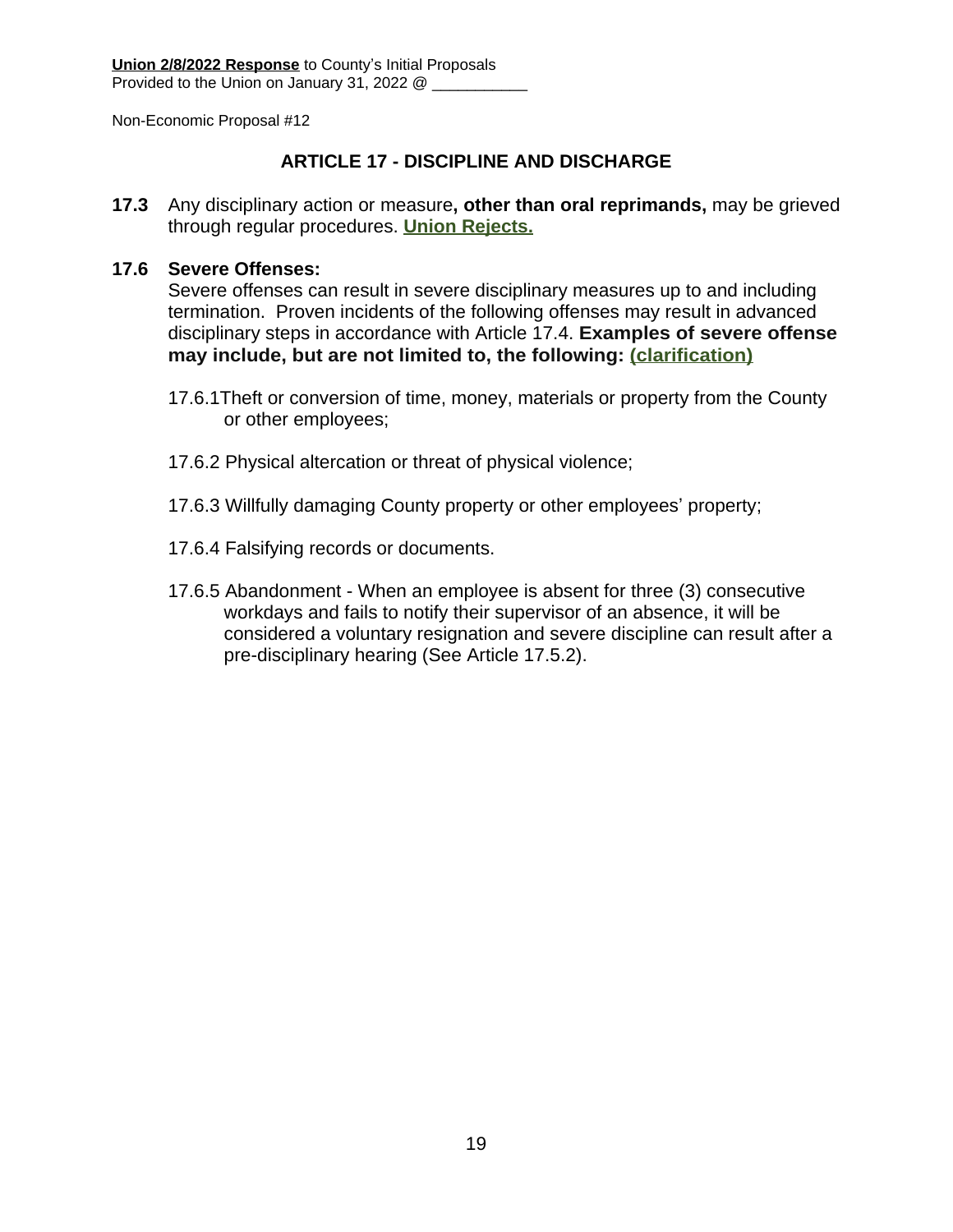**Union 2/8/2022 Response** to County's Initial Proposals
Provided to the Union on January 31, 2022 @ ___________

Non-Economic Proposal #12

## ARTICLE 17 - DISCIPLINE AND DISCHARGE

**17.3** Any disciplinary action or measure**, other than oral reprimands,** may be grieved through regular procedures. **Union Rejects.**

**17.6 Severe Offenses:**
Severe offenses can result in severe disciplinary measures up to and including termination. Proven incidents of the following offenses may result in advanced disciplinary steps in accordance with Article 17.4. **Examples of severe offense may include, but are not limited to, the following: (clarification)**

17.6.1Theft or conversion of time, money, materials or property from the County or other employees;

17.6.2 Physical altercation or threat of physical violence;

17.6.3 Willfully damaging County property or other employees' property;

17.6.4 Falsifying records or documents.

17.6.5 Abandonment - When an employee is absent for three (3) consecutive workdays and fails to notify their supervisor of an absence, it will be considered a voluntary resignation and severe discipline can result after a pre-disciplinary hearing (See Article 17.5.2).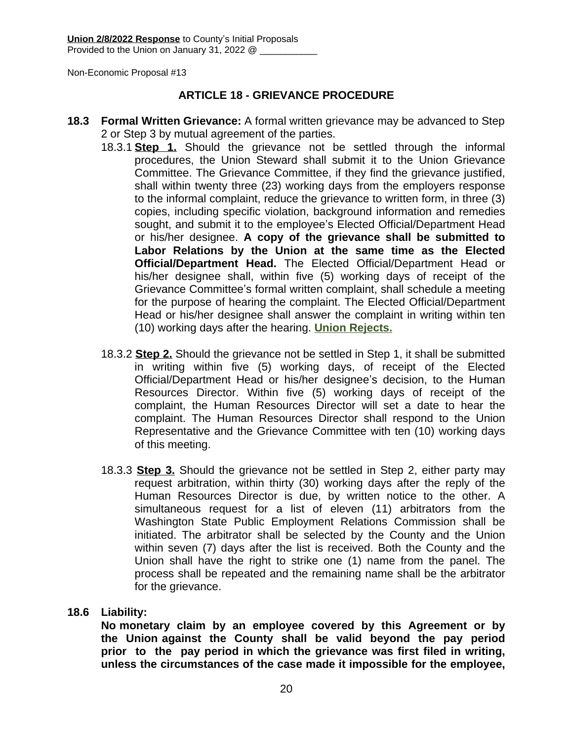**Union 2/8/2022 Response** to County's Initial Proposals
Provided to the Union on January 31, 2022 @ ___________

Non-Economic Proposal #13

## ARTICLE 18 - GRIEVANCE PROCEDURE

**18.3 Formal Written Grievance:** A formal written grievance may be advanced to Step 2 or Step 3 by mutual agreement of the parties.

18.3.1 **Step 1.** Should the grievance not be settled through the informal procedures, the Union Steward shall submit it to the Union Grievance Committee. The Grievance Committee, if they find the grievance justified, shall within twenty three (23) working days from the employers response to the informal complaint, reduce the grievance to written form, in three (3) copies, including specific violation, background information and remedies sought, and submit it to the employee's Elected Official/Department Head or his/her designee. **A copy of the grievance shall be submitted to Labor Relations by the Union at the same time as the Elected Official/Department Head.** The Elected Official/Department Head or his/her designee shall, within five (5) working days of receipt of the Grievance Committee's formal written complaint, shall schedule a meeting for the purpose of hearing the complaint. The Elected Official/Department Head or his/her designee shall answer the complaint in writing within ten (10) working days after the hearing. **Union Rejects.**

18.3.2 **Step 2.** Should the grievance not be settled in Step 1, it shall be submitted in writing within five (5) working days, of receipt of the Elected Official/Department Head or his/her designee's decision, to the Human Resources Director. Within five (5) working days of receipt of the complaint, the Human Resources Director will set a date to hear the complaint. The Human Resources Director shall respond to the Union Representative and the Grievance Committee with ten (10) working days of this meeting.

18.3.3 **Step 3.** Should the grievance not be settled in Step 2, either party may request arbitration, within thirty (30) working days after the reply of the Human Resources Director is due, by written notice to the other. A simultaneous request for a list of eleven (11) arbitrators from the Washington State Public Employment Relations Commission shall be initiated. The arbitrator shall be selected by the County and the Union within seven (7) days after the list is received. Both the County and the Union shall have the right to strike one (1) name from the panel. The process shall be repeated and the remaining name shall be the arbitrator for the grievance.

**18.6 Liability:**

**No monetary claim by an employee covered by this Agreement or by the Union against the County shall be valid beyond the pay period prior to the pay period in which the grievance was first filed in writing, unless the circumstances of the case made it impossible for the employee,**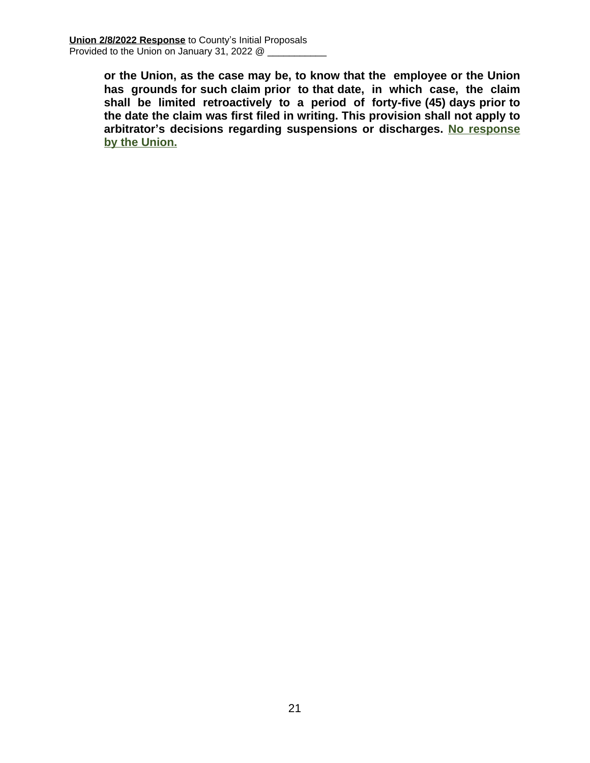**or the Union, as the case may be, to know that the employee or the Union has grounds for such claim prior to that date, in which case, the claim shall be limited retroactively to a period of forty-five (45) days prior to the date the claim was first filed in writing. This provision shall not apply to arbitrator's decisions regarding suspensions or discharges.** <u>**No response by the Union.**</u>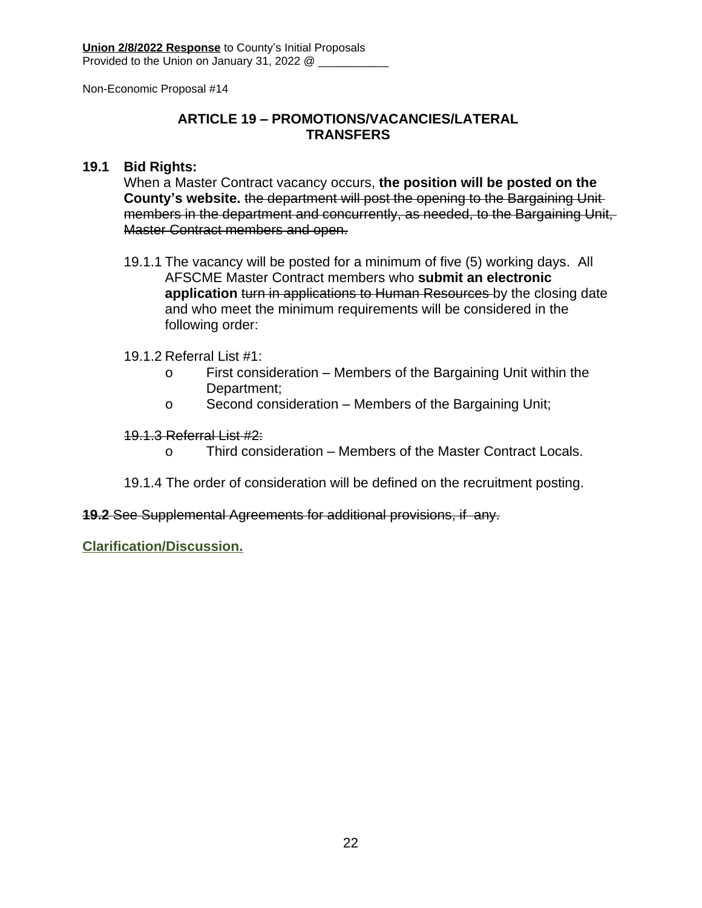**Union 2/8/2022 Response** to County's Initial Proposals
Provided to the Union on January 31, 2022 @ ___________

Non-Economic Proposal #14

## ARTICLE 19 – PROMOTIONS/VACANCIES/LATERAL TRANSFERS

**19.1 Bid Rights:**

When a Master Contract vacancy occurs, **the position will be posted on the County's website.** ~~the department will post the opening to the Bargaining Unit members in the department and concurrently, as needed, to the Bargaining Unit, Master Contract members and open.~~

19.1.1 The vacancy will be posted for a minimum of five (5) working days. All AFSCME Master Contract members who **submit an electronic application** ~~turn in applications to Human Resources~~ by the closing date and who meet the minimum requirements will be considered in the following order:

19.1.2 Referral List #1:

- First consideration – Members of the Bargaining Unit within the Department;
- Second consideration – Members of the Bargaining Unit;

~~19.1.3 Referral List #2:~~

- Third consideration – Members of the Master Contract Locals.

19.1.4 The order of consideration will be defined on the recruitment posting.

~~**19.2** See Supplemental Agreements for additional provisions, if any.~~

**Clarification/Discussion.**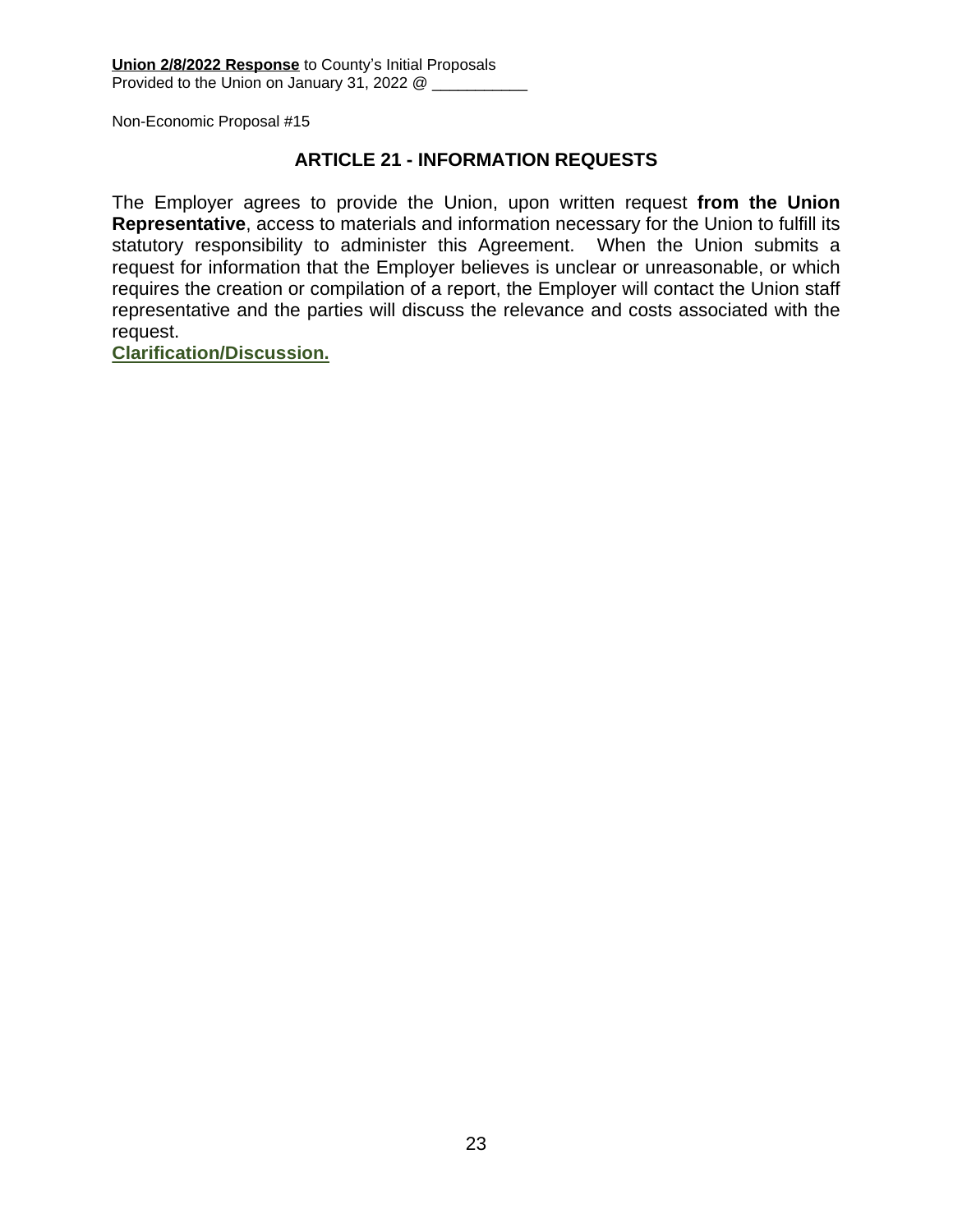**<u>Union 2/8/2022 Response</u>** to County's Initial Proposals
Provided to the Union on January 31, 2022 @ ___________

Non-Economic Proposal #15

## ARTICLE 21 - INFORMATION REQUESTS

The Employer agrees to provide the Union, upon written request **from the Union Representative**, access to materials and information necessary for the Union to fulfill its statutory responsibility to administer this Agreement. When the Union submits a request for information that the Employer believes is unclear or unreasonable, or which requires the creation or compilation of a report, the Employer will contact the Union staff representative and the parties will discuss the relevance and costs associated with the request.

**<u>Clarification/Discussion.</u>**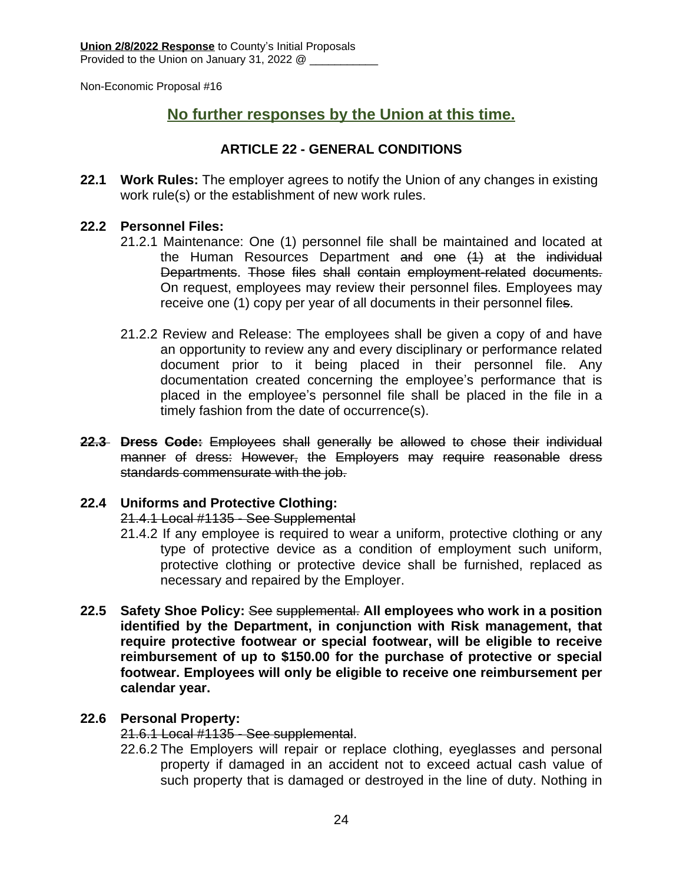**Union 2/8/2022 Response** to County's Initial Proposals
Provided to the Union on January 31, 2022 @ ___________

Non-Economic Proposal #16

## No further responses by the Union at this time.

### ARTICLE 22 - GENERAL CONDITIONS

**22.1 Work Rules:** The employer agrees to notify the Union of any changes in existing work rule(s) or the establishment of new work rules.

**22.2 Personnel Files:**

21.2.1 Maintenance: One (1) personnel file shall be maintained and located at the Human Resources Department ~~and one (1) at the individual Departments~~. ~~Those files shall contain employment-related documents.~~ On request, employees may review their personnel file~~s~~. Employees may receive one (1) copy per year of all documents in their personnel file~~s~~.

21.2.2 Review and Release: The employees shall be given a copy of and have an opportunity to review any and every disciplinary or performance related document prior to it being placed in their personnel file. Any documentation created concerning the employee's performance that is placed in the employee's personnel file shall be placed in the file in a timely fashion from the date of occurrence(s).

~~**22.3 Dress Code:** Employees shall generally be allowed to chose their individual manner of dress: However, the Employers may require reasonable dress standards commensurate with the job.~~

**22.4 Uniforms and Protective Clothing:**

~~21.4.1 Local #1135 - See Supplemental~~

21.4.2 If any employee is required to wear a uniform, protective clothing or any type of protective device as a condition of employment such uniform, protective clothing or protective device shall be furnished, replaced as necessary and repaired by the Employer.

**22.5 Safety Shoe Policy:** ~~See supplemental.~~ **All employees who work in a position identified by the Department, in conjunction with Risk management, that require protective footwear or special footwear, will be eligible to receive reimbursement of up to $150.00 for the purchase of protective or special footwear. Employees will only be eligible to receive one reimbursement per calendar year.**

**22.6 Personal Property:**

~~21.6.1 Local #1135 - See supplemental~~.

22.6.2 The Employers will repair or replace clothing, eyeglasses and personal property if damaged in an accident not to exceed actual cash value of such property that is damaged or destroyed in the line of duty. Nothing in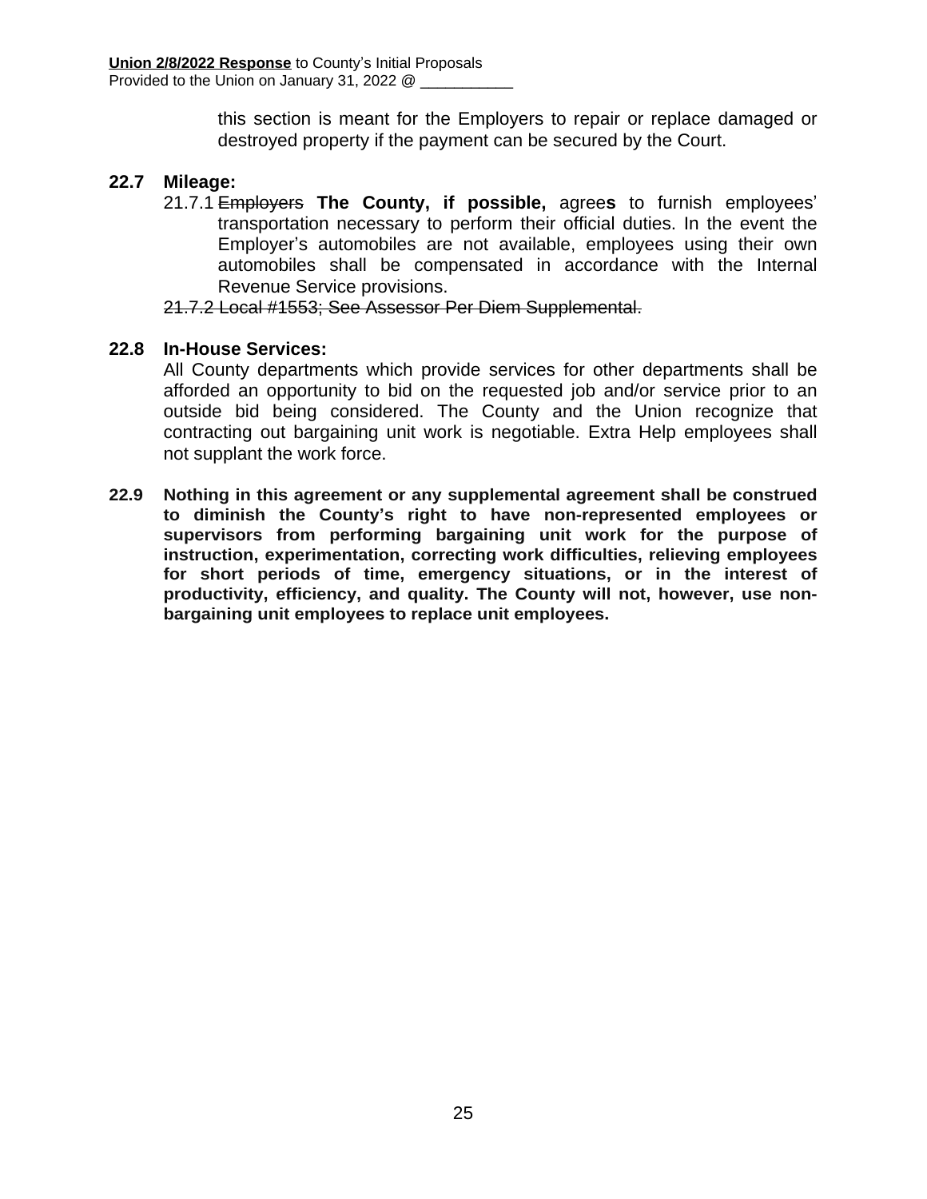this section is meant for the Employers to repair or replace damaged or destroyed property if the payment can be secured by the Court.

**22.7 Mileage:**

21.7.1 ~~Employers~~ **The County, if possible,** agree**s** to furnish employees' transportation necessary to perform their official duties. In the event the Employer's automobiles are not available, employees using their own automobiles shall be compensated in accordance with the Internal Revenue Service provisions.

~~21.7.2 Local #1553; See Assessor Per Diem Supplemental.~~

**22.8 In-House Services:**

All County departments which provide services for other departments shall be afforded an opportunity to bid on the requested job and/or service prior to an outside bid being considered. The County and the Union recognize that contracting out bargaining unit work is negotiable. Extra Help employees shall not supplant the work force.

**22.9 Nothing in this agreement or any supplemental agreement shall be construed to diminish the County's right to have non-represented employees or supervisors from performing bargaining unit work for the purpose of instruction, experimentation, correcting work difficulties, relieving employees for short periods of time, emergency situations, or in the interest of productivity, efficiency, and quality. The County will not, however, use non-bargaining unit employees to replace unit employees.**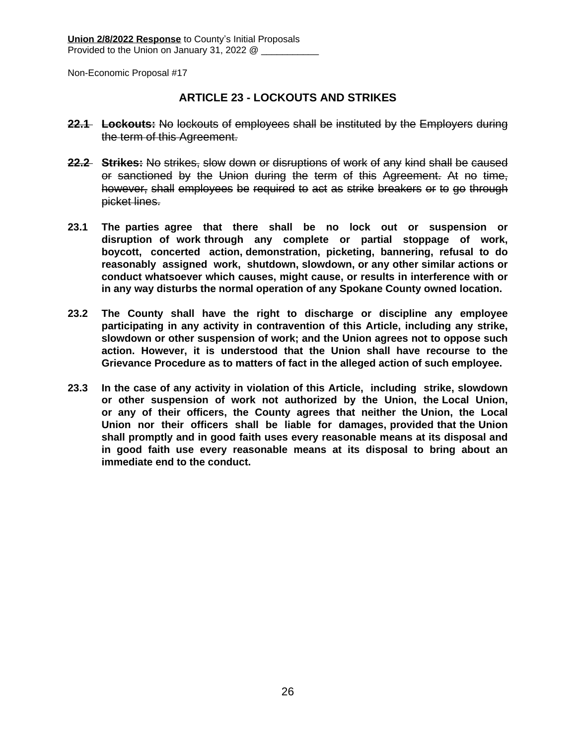**Union 2/8/2022 Response** to County's Initial Proposals
Provided to the Union on January 31, 2022 @ ___________

Non-Economic Proposal #17

## ARTICLE 23 - LOCKOUTS AND STRIKES

~~**22.1 Lockouts:** No lockouts of employees shall be instituted by the Employers during the term of this Agreement.~~

~~**22.2 Strikes:** No strikes, slow down or disruptions of work of any kind shall be caused or sanctioned by the Union during the term of this Agreement. At no time, however, shall employees be required to act as strike breakers or to go through picket lines.~~

**23.1 The parties agree that there shall be no lock out or suspension or disruption of work through any complete or partial stoppage of work, boycott, concerted action, demonstration, picketing, bannering, refusal to do reasonably assigned work, shutdown, slowdown, or any other similar actions or conduct whatsoever which causes, might cause, or results in interference with or in any way disturbs the normal operation of any Spokane County owned location.**

**23.2 The County shall have the right to discharge or discipline any employee participating in any activity in contravention of this Article, including any strike, slowdown or other suspension of work; and the Union agrees not to oppose such action. However, it is understood that the Union shall have recourse to the Grievance Procedure as to matters of fact in the alleged action of such employee.**

**23.3 In the case of any activity in violation of this Article, including strike, slowdown or other suspension of work not authorized by the Union, the Local Union, or any of their officers, the County agrees that neither the Union, the Local Union nor their officers shall be liable for damages, provided that the Union shall promptly and in good faith uses every reasonable means at its disposal and in good faith use every reasonable means at its disposal to bring about an immediate end to the conduct.**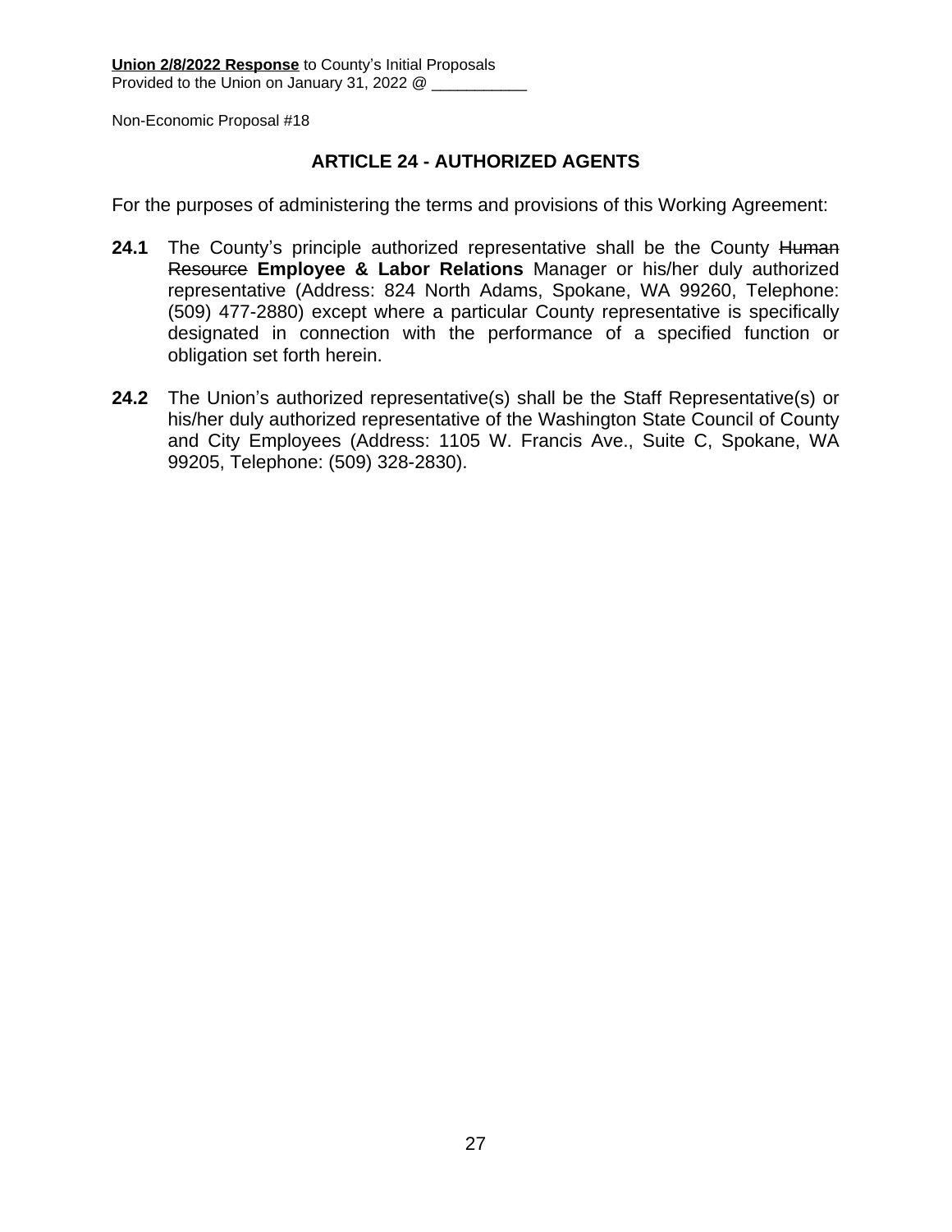**Union 2/8/2022 Response** to County's Initial Proposals
Provided to the Union on January 31, 2022 @ ___________

Non-Economic Proposal #18

## ARTICLE 24 - AUTHORIZED AGENTS

For the purposes of administering the terms and provisions of this Working Agreement:

**24.1** The County's principle authorized representative shall be the County ~~Human Resource~~ **Employee & Labor Relations** Manager or his/her duly authorized representative (Address: 824 North Adams, Spokane, WA 99260, Telephone: (509) 477-2880) except where a particular County representative is specifically designated in connection with the performance of a specified function or obligation set forth herein.

**24.2** The Union's authorized representative(s) shall be the Staff Representative(s) or his/her duly authorized representative of the Washington State Council of County and City Employees (Address: 1105 W. Francis Ave., Suite C, Spokane, WA 99205, Telephone: (509) 328-2830).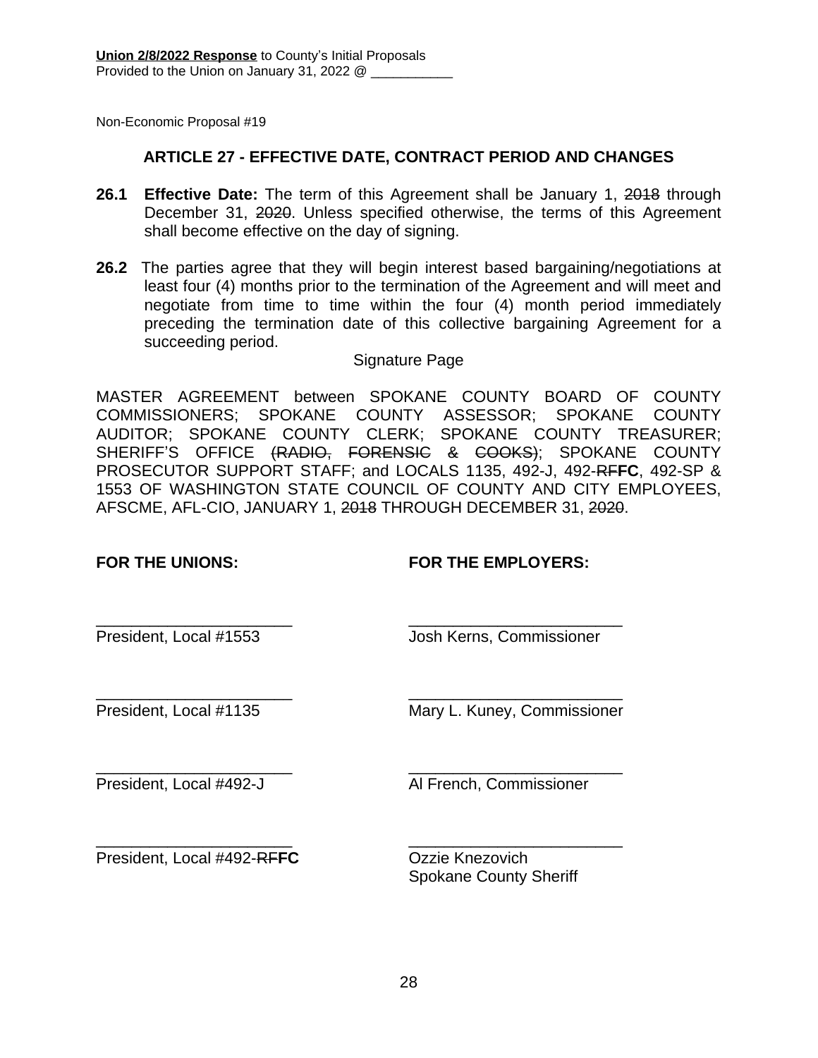**Union 2/8/2022 Response** to County's Initial Proposals
Provided to the Union on January 31, 2022 @ ___________

Non-Economic Proposal #19

## ARTICLE 27 - EFFECTIVE DATE, CONTRACT PERIOD AND CHANGES

**26.1 Effective Date:** The term of this Agreement shall be January 1, ~~2018~~ through December 31, ~~2020~~. Unless specified otherwise, the terms of this Agreement shall become effective on the day of signing.

**26.2** The parties agree that they will begin interest based bargaining/negotiations at least four (4) months prior to the termination of the Agreement and will meet and negotiate from time to time within the four (4) month period immediately preceding the termination date of this collective bargaining Agreement for a succeeding period.

Signature Page

MASTER AGREEMENT between SPOKANE COUNTY BOARD OF COUNTY COMMISSIONERS; SPOKANE COUNTY ASSESSOR; SPOKANE COUNTY AUDITOR; SPOKANE COUNTY CLERK; SPOKANE COUNTY TREASURER; SHERIFF'S OFFICE ~~(RADIO, FORENSIC & COOKS)~~; SPOKANE COUNTY PROSECUTOR SUPPORT STAFF; and LOCALS 1135, 492-J, 492-~~RF~~**FC**, 492-SP & 1553 OF WASHINGTON STATE COUNCIL OF COUNTY AND CITY EMPLOYEES, AFSCME, AFL-CIO, JANUARY 1, ~~2018~~ THROUGH DECEMBER 31, ~~2020~~.

| **FOR THE UNIONS:** | **FOR THE EMPLOYERS:** |
|---|---|
| ______________________ | ________________________ |
| President, Local #1553 | Josh Kerns, Commissioner |
| ______________________ | ________________________ |
| President, Local #1135 | Mary L. Kuney, Commissioner |
| ______________________ | ________________________ |
| President, Local #492-J | Al French, Commissioner |
| ______________________ | ________________________ |
| President, Local #492-~~RF~~**FC** | Ozzie Knezovich<br>Spokane County Sheriff |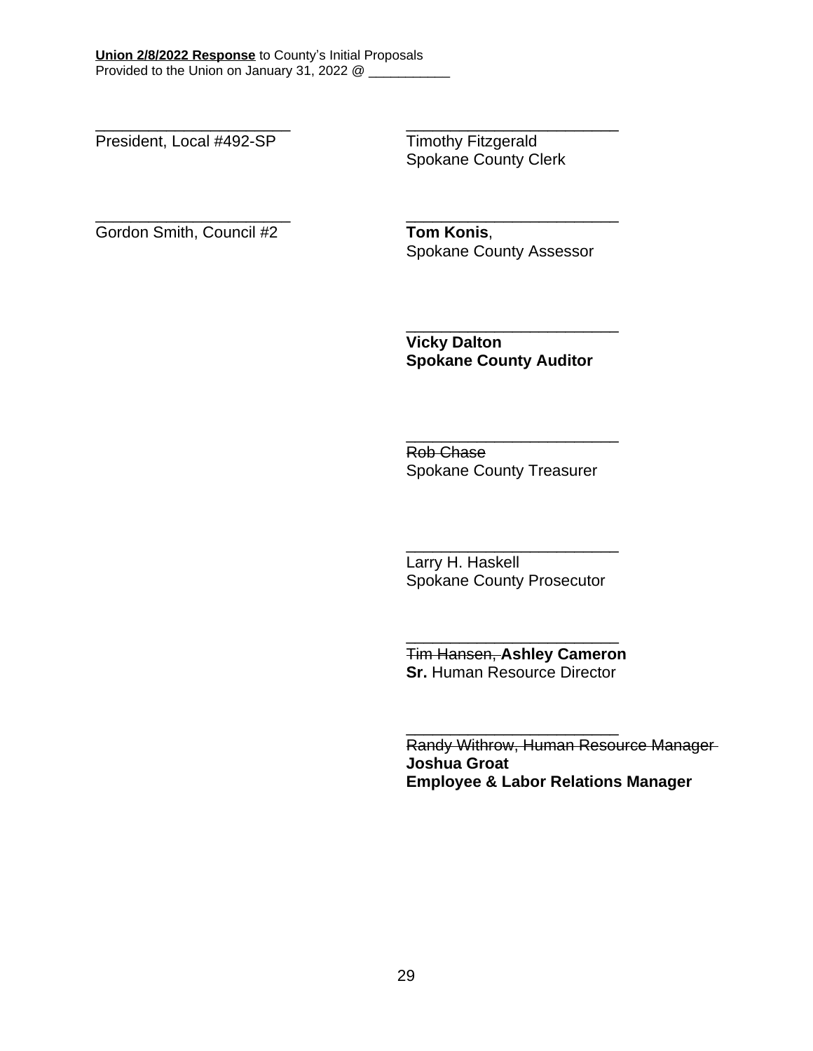**<u>Union 2/8/2022 Response</u>** to County's Initial Proposals
Provided to the Union on January 31, 2022 @ ___________

| | |
|---|---|
| ______________________<br>President, Local #492-SP | ________________________<br>Timothy Fitzgerald<br>Spokane County Clerk |
| ______________________<br>Gordon Smith, Council #2 | ________________________<br>**Tom Konis**,<br>Spokane County Assessor |
| | ________________________<br>**Vicky Dalton**<br>**Spokane County Auditor** |
| | ________________________<br>~~Rob Chase~~<br>Spokane County Treasurer |
| | ________________________<br>Larry H. Haskell<br>Spokane County Prosecutor |
| | ________________________<br>~~Tim Hansen,~~ **Ashley Cameron**<br>**Sr.** Human Resource Director |
| | ________________________<br>~~Randy Withrow, Human Resource Manager~~<br>**Joshua Groat**<br>**Employee & Labor Relations Manager** |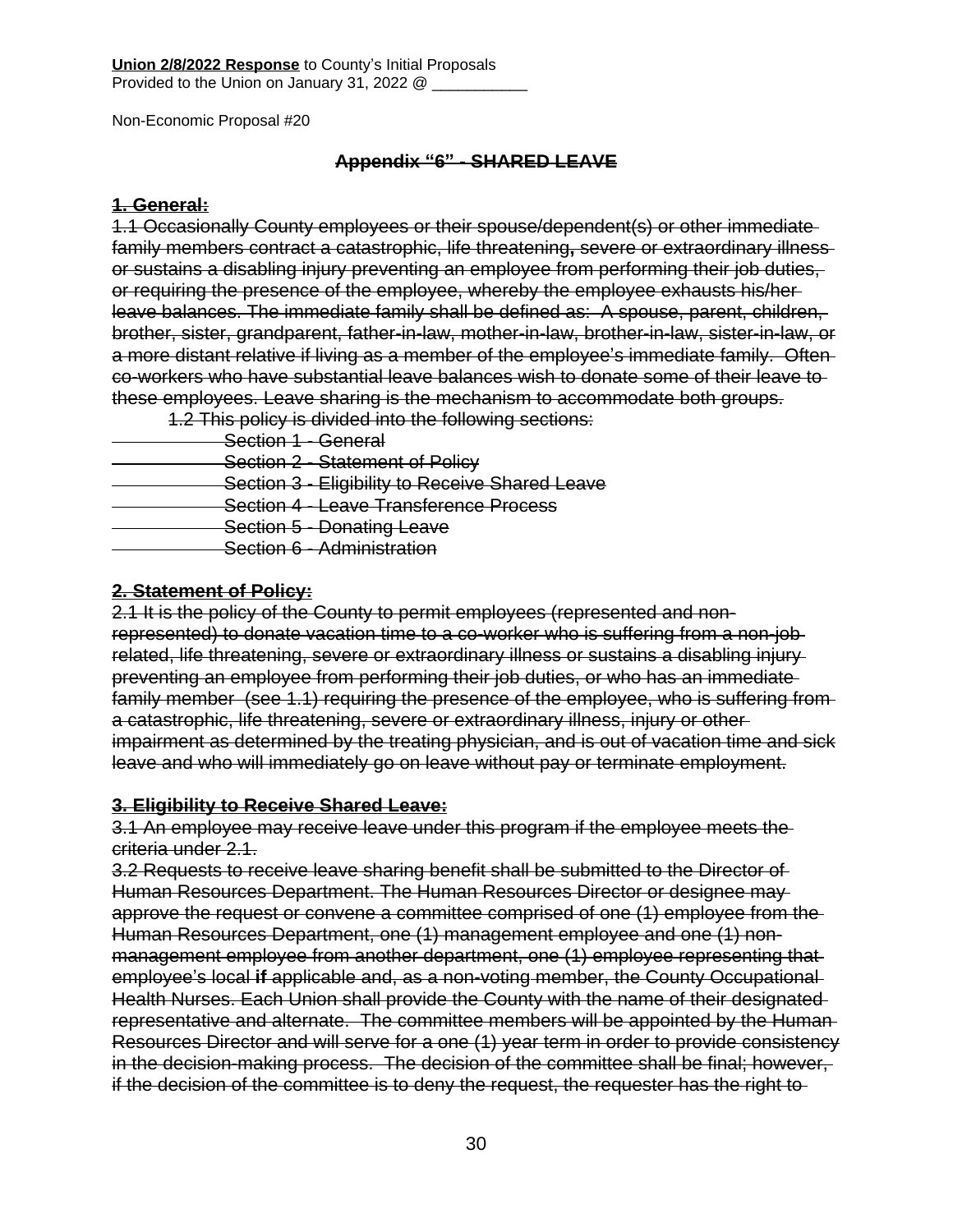**Union 2/8/2022 Response** to County's Initial Proposals
Provided to the Union on January 31, 2022 @ ___________

Non-Economic Proposal #20

## ~~Appendix "6" - SHARED LEAVE~~

### ~~1. General:~~

~~1.1 Occasionally County employees or their spouse/dependent(s) or other immediate family members contract a catastrophic, life threatening, severe or extraordinary illness or sustains a disabling injury preventing an employee from performing their job duties, or requiring the presence of the employee, whereby the employee exhausts his/her leave balances. The immediate family shall be defined as: A spouse, parent, children, brother, sister, grandparent, father-in-law, mother-in-law, brother-in-law, sister-in-law, or a more distant relative if living as a member of the employee's immediate family. Often co-workers who have substantial leave balances wish to donate some of their leave to these employees. Leave sharing is the mechanism to accommodate both groups.~~

~~1.2 This policy is divided into the following sections:~~

- ~~Section 1 - General~~
- ~~Section 2 - Statement of Policy~~
- ~~Section 3 - Eligibility to Receive Shared Leave~~
- ~~Section 4 - Leave Transference Process~~
- ~~Section 5 - Donating Leave~~
- ~~Section 6 - Administration~~

### ~~2. Statement of Policy:~~

~~2.1 It is the policy of the County to permit employees (represented and non-represented) to donate vacation time to a co-worker who is suffering from a non-job related, life threatening, severe or extraordinary illness or sustains a disabling injury preventing an employee from performing their job duties, or who has an immediate family member (see 1.1) requiring the presence of the employee, who is suffering from a catastrophic, life threatening, severe or extraordinary illness, injury or other impairment as determined by the treating physician, and is out of vacation time and sick leave and who will immediately go on leave without pay or terminate employment.~~

### ~~3. Eligibility to Receive Shared Leave:~~

~~3.1 An employee may receive leave under this program if the employee meets the criteria under 2.1.~~

~~3.2 Requests to receive leave sharing benefit shall be submitted to the Director of Human Resources Department. The Human Resources Director or designee may approve the request or convene a committee comprised of one (1) employee from the Human Resources Department, one (1) management employee and one (1) non-management employee from another department, one (1) employee representing that employee's local **if** applicable and, as a non-voting member, the County Occupational Health Nurses. Each Union shall provide the County with the name of their designated representative and alternate. The committee members will be appointed by the Human Resources Director and will serve for a one (1) year term in order to provide consistency in the decision-making process. The decision of the committee shall be final; however, if the decision of the committee is to deny the request, the requester has the right to~~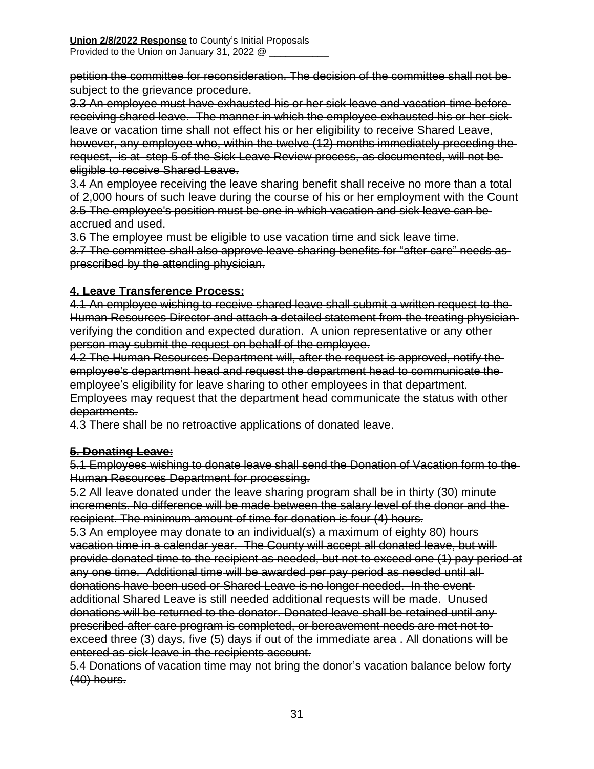~~petition the committee for reconsideration. The decision of the committee shall not be subject to the grievance procedure.~~

~~3.3 An employee must have exhausted his or her sick leave and vacation time before receiving shared leave. The manner in which the employee exhausted his or her sick leave or vacation time shall not effect his or her eligibility to receive Shared Leave, however, any employee who, within the twelve (12) months immediately preceding the request, is at step 5 of the Sick Leave Review process, as documented, will not be eligible to receive Shared Leave.~~

~~3.4 An employee receiving the leave sharing benefit shall receive no more than a total of 2,000 hours of such leave during the course of his or her employment with the Count~~

~~3.5 The employee's position must be one in which vacation and sick leave can be accrued and used.~~

~~3.6 The employee must be eligible to use vacation time and sick leave time.~~

~~3.7 The committee shall also approve leave sharing benefits for "after care" needs as prescribed by the attending physician.~~

**~~4. Leave Transference Process:~~**

~~4.1 An employee wishing to receive shared leave shall submit a written request to the Human Resources Director and attach a detailed statement from the treating physician verifying the condition and expected duration. A union representative or any other person may submit the request on behalf of the employee.~~

~~4.2 The Human Resources Department will, after the request is approved, notify the employee's department head and request the department head to communicate the employee's eligibility for leave sharing to other employees in that department. Employees may request that the department head communicate the status with other departments.~~

~~4.3 There shall be no retroactive applications of donated leave.~~

**~~5. Donating Leave:~~**

~~5.1 Employees wishing to donate leave shall send the Donation of Vacation form to the Human Resources Department for processing.~~

~~5.2 All leave donated under the leave sharing program shall be in thirty (30) minute increments. No difference will be made between the salary level of the donor and the recipient. The minimum amount of time for donation is four (4) hours.~~

~~5.3 An employee may donate to an individual(s) a maximum of eighty 80) hours vacation time in a calendar year. The County will accept all donated leave, but will provide donated time to the recipient as needed, but not to exceed one (1) pay period at any one time. Additional time will be awarded per pay period as needed until all donations have been used or Shared Leave is no longer needed. In the event additional Shared Leave is still needed additional requests will be made. Unused donations will be returned to the donator. Donated leave shall be retained until any prescribed after care program is completed, or bereavement needs are met not to exceed three (3) days, five (5) days if out of the immediate area . All donations will be entered as sick leave in the recipients account.~~

~~5.4 Donations of vacation time may not bring the donor's vacation balance below forty (40) hours.~~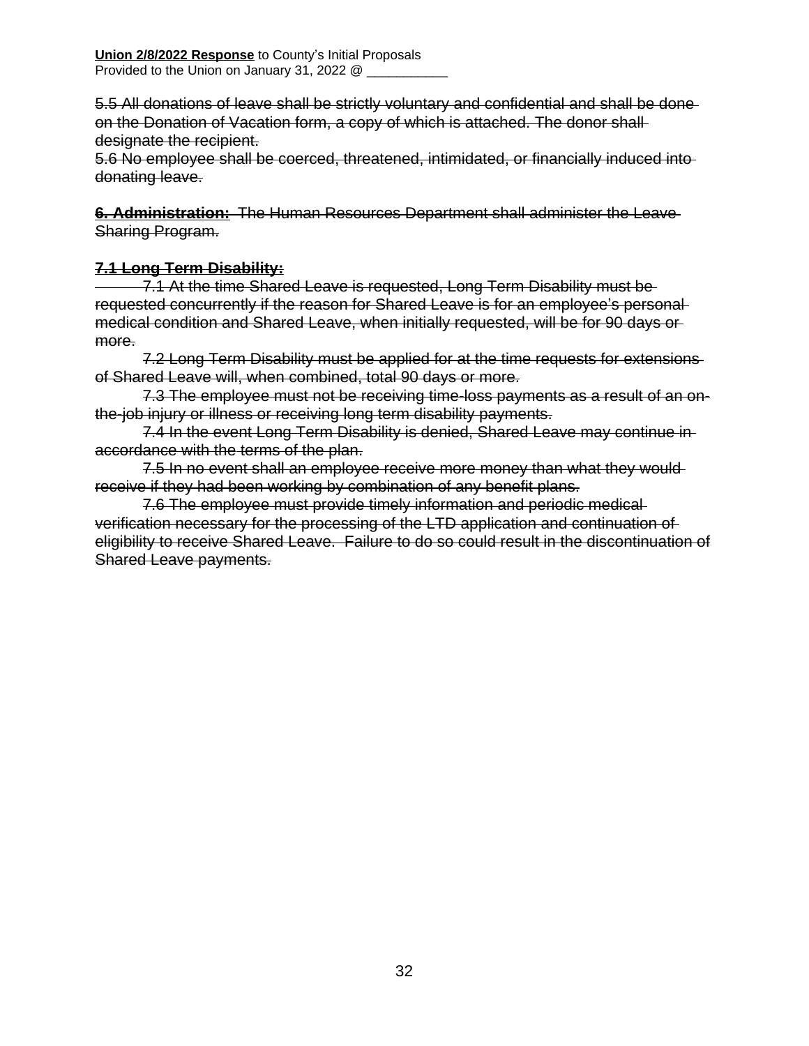**Union 2/8/2022 Response** to County's Initial Proposals
Provided to the Union on January 31, 2022 @ ___________

~~5.5 All donations of leave shall be strictly voluntary and confidential and shall be done on the Donation of Vacation form, a copy of which is attached. The donor shall designate the recipient.~~
~~5.6 No employee shall be coerced, threatened, intimidated, or financially induced into donating leave.~~

~~**6. Administration:** The Human Resources Department shall administer the Leave Sharing Program.~~

~~**7.1 Long Term Disability:**~~

~~7.1 At the time Shared Leave is requested, Long Term Disability must be requested concurrently if the reason for Shared Leave is for an employee's personal medical condition and Shared Leave, when initially requested, will be for 90 days or more.~~

~~7.2 Long Term Disability must be applied for at the time requests for extensions of Shared Leave will, when combined, total 90 days or more.~~

~~7.3 The employee must not be receiving time-loss payments as a result of an on-the-job injury or illness or receiving long term disability payments.~~

~~7.4 In the event Long Term Disability is denied, Shared Leave may continue in accordance with the terms of the plan.~~

~~7.5 In no event shall an employee receive more money than what they would receive if they had been working by combination of any benefit plans.~~

~~7.6 The employee must provide timely information and periodic medical verification necessary for the processing of the LTD application and continuation of eligibility to receive Shared Leave. Failure to do so could result in the discontinuation of Shared Leave payments.~~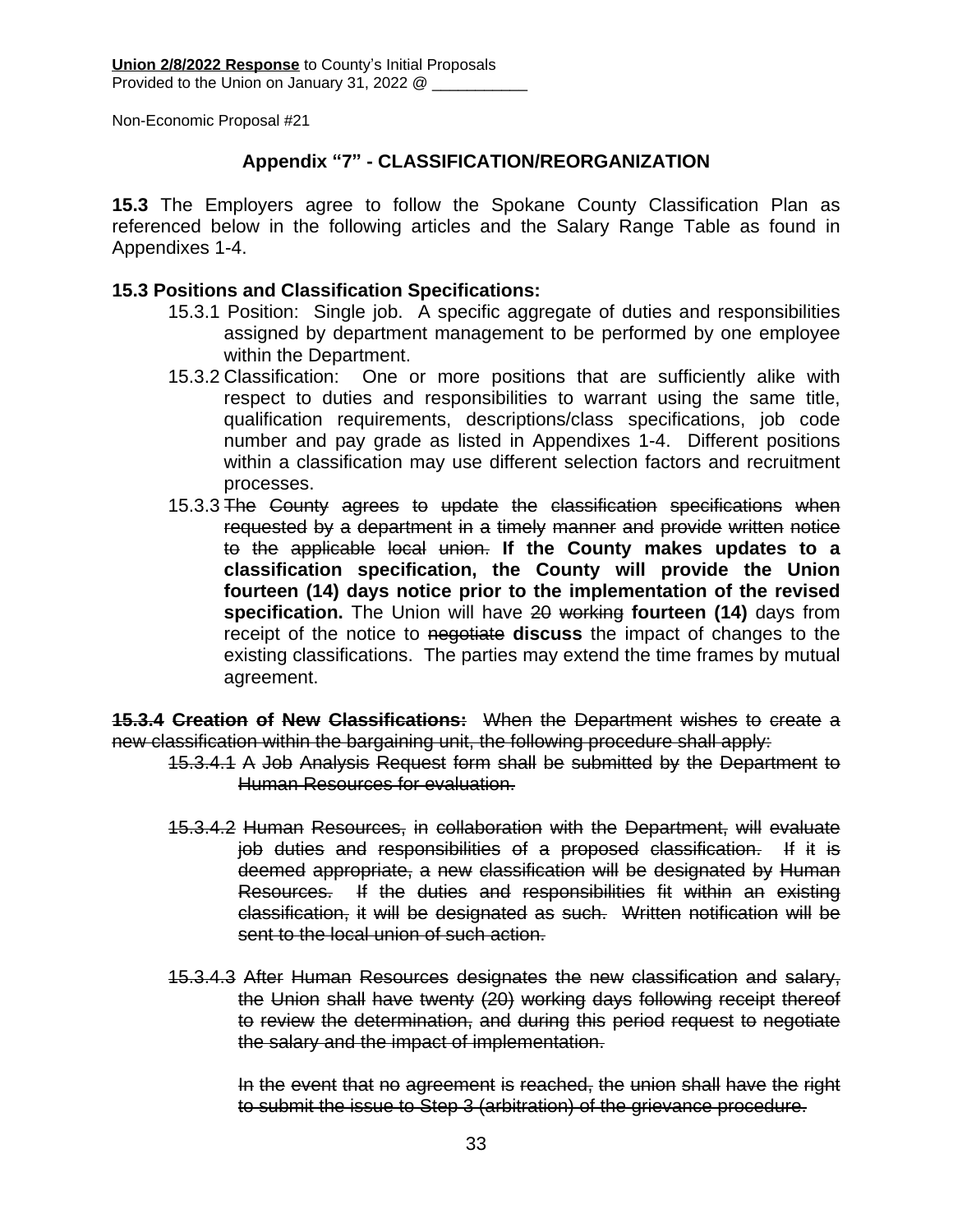**Union 2/8/2022 Response** to County's Initial Proposals
Provided to the Union on January 31, 2022 @ ___________

Non-Economic Proposal #21

## Appendix "7" - CLASSIFICATION/REORGANIZATION

**15.3** The Employers agree to follow the Spokane County Classification Plan as referenced below in the following articles and the Salary Range Table as found in Appendixes 1-4.

**15.3 Positions and Classification Specifications:**

15.3.1 Position: Single job. A specific aggregate of duties and responsibilities assigned by department management to be performed by one employee within the Department.

15.3.2 Classification: One or more positions that are sufficiently alike with respect to duties and responsibilities to warrant using the same title, qualification requirements, descriptions/class specifications, job code number and pay grade as listed in Appendixes 1-4. Different positions within a classification may use different selection factors and recruitment processes.

15.3.3 ~~The County agrees to update the classification specifications when requested by a department in a timely manner and provide written notice to the applicable local union.~~ **If the County makes updates to a classification specification, the County will provide the Union fourteen (14) days notice prior to the implementation of the revised specification.** The Union will have ~~20 working~~ **fourteen (14)** days from receipt of the notice to ~~negotiate~~ **discuss** the impact of changes to the existing classifications. The parties may extend the time frames by mutual agreement.

~~**15.3.4 Creation of New Classifications:** When the Department wishes to create a new classification within the bargaining unit, the following procedure shall apply:~~

~~15.3.4.1 A Job Analysis Request form shall be submitted by the Department to Human Resources for evaluation.~~

~~15.3.4.2 Human Resources, in collaboration with the Department, will evaluate job duties and responsibilities of a proposed classification. If it is deemed appropriate, a new classification will be designated by Human Resources. If the duties and responsibilities fit within an existing classification, it will be designated as such. Written notification will be sent to the local union of such action.~~

~~15.3.4.3 After Human Resources designates the new classification and salary, the Union shall have twenty (20) working days following receipt thereof to review the determination, and during this period request to negotiate the salary and the impact of implementation.~~

~~In the event that no agreement is reached, the union shall have the right to submit the issue to Step 3 (arbitration) of the grievance procedure.~~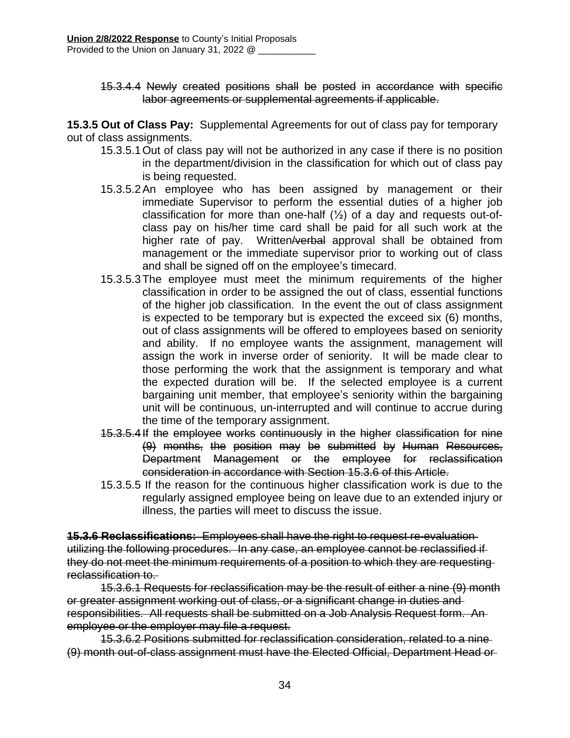~~15.3.4.4 Newly created positions shall be posted in accordance with specific labor agreements or supplemental agreements if applicable.~~

**15.3.5 Out of Class Pay:** Supplemental Agreements for out of class pay for temporary out of class assignments.

15.3.5.1 Out of class pay will not be authorized in any case if there is no position in the department/division in the classification for which out of class pay is being requested.

15.3.5.2 An employee who has been assigned by management or their immediate Supervisor to perform the essential duties of a higher job classification for more than one-half (½) of a day and requests out-of-class pay on his/her time card shall be paid for all such work at the higher rate of pay. Written~~/verbal~~ approval shall be obtained from management or the immediate supervisor prior to working out of class and shall be signed off on the employee's timecard.

15.3.5.3 The employee must meet the minimum requirements of the higher classification in order to be assigned the out of class, essential functions of the higher job classification. In the event the out of class assignment is expected to be temporary but is expected the exceed six (6) months, out of class assignments will be offered to employees based on seniority and ability. If no employee wants the assignment, management will assign the work in inverse order of seniority. It will be made clear to those performing the work that the assignment is temporary and what the expected duration will be. If the selected employee is a current bargaining unit member, that employee's seniority within the bargaining unit will be continuous, un-interrupted and will continue to accrue during the time of the temporary assignment.

~~15.3.5.4 If the employee works continuously in the higher classification for nine (9) months, the position may be submitted by Human Resources, Department Management or the employee for reclassification consideration in accordance with Section 15.3.6 of this Article.~~

15.3.5.5 If the reason for the continuous higher classification work is due to the regularly assigned employee being on leave due to an extended injury or illness, the parties will meet to discuss the issue.

~~**15.3.6 Reclassifications:** Employees shall have the right to request re-evaluation utilizing the following procedures. In any case, an employee cannot be reclassified if they do not meet the minimum requirements of a position to which they are requesting reclassification to.~~

~~15.3.6.1 Requests for reclassification may be the result of either a nine (9) month or greater assignment working out of class, or a significant change in duties and responsibilities. All requests shall be submitted on a Job Analysis Request form. An employee or the employer may file a request.~~

~~15.3.6.2 Positions submitted for reclassification consideration, related to a nine (9) month out-of-class assignment must have the Elected Official, Department Head or~~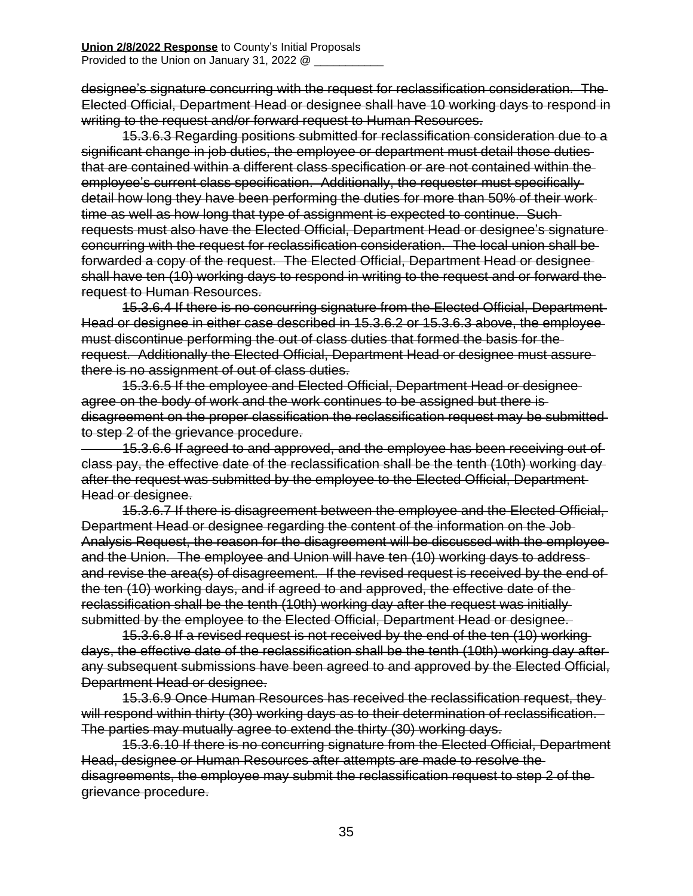~~designee's signature concurring with the request for reclassification consideration. The Elected Official, Department Head or designee shall have 10 working days to respond in writing to the request and/or forward request to Human Resources.~~

~~15.3.6.3 Regarding positions submitted for reclassification consideration due to a significant change in job duties, the employee or department must detail those duties that are contained within a different class specification or are not contained within the employee's current class specification. Additionally, the requester must specifically detail how long they have been performing the duties for more than 50% of their work time as well as how long that type of assignment is expected to continue. Such requests must also have the Elected Official, Department Head or designee's signature concurring with the request for reclassification consideration. The local union shall be forwarded a copy of the request. The Elected Official, Department Head or designee shall have ten (10) working days to respond in writing to the request and or forward the request to Human Resources.~~

~~15.3.6.4 If there is no concurring signature from the Elected Official, Department Head or designee in either case described in 15.3.6.2 or 15.3.6.3 above, the employee must discontinue performing the out of class duties that formed the basis for the request. Additionally the Elected Official, Department Head or designee must assure there is no assignment of out of class duties.~~

~~15.3.6.5 If the employee and Elected Official, Department Head or designee agree on the body of work and the work continues to be assigned but there is disagreement on the proper classification the reclassification request may be submitted to step 2 of the grievance procedure.~~

~~15.3.6.6 If agreed to and approved, and the employee has been receiving out of class pay, the effective date of the reclassification shall be the tenth (10th) working day after the request was submitted by the employee to the Elected Official, Department Head or designee.~~

~~15.3.6.7 If there is disagreement between the employee and the Elected Official, Department Head or designee regarding the content of the information on the Job Analysis Request, the reason for the disagreement will be discussed with the employee and the Union. The employee and Union will have ten (10) working days to address and revise the area(s) of disagreement. If the revised request is received by the end of the ten (10) working days, and if agreed to and approved, the effective date of the reclassification shall be the tenth (10th) working day after the request was initially submitted by the employee to the Elected Official, Department Head or designee.~~

~~15.3.6.8 If a revised request is not received by the end of the ten (10) working days, the effective date of the reclassification shall be the tenth (10th) working day after any subsequent submissions have been agreed to and approved by the Elected Official, Department Head or designee.~~

~~15.3.6.9 Once Human Resources has received the reclassification request, they will respond within thirty (30) working days as to their determination of reclassification. The parties may mutually agree to extend the thirty (30) working days.~~

~~15.3.6.10 If there is no concurring signature from the Elected Official, Department Head, designee or Human Resources after attempts are made to resolve the disagreements, the employee may submit the reclassification request to step 2 of the grievance procedure.~~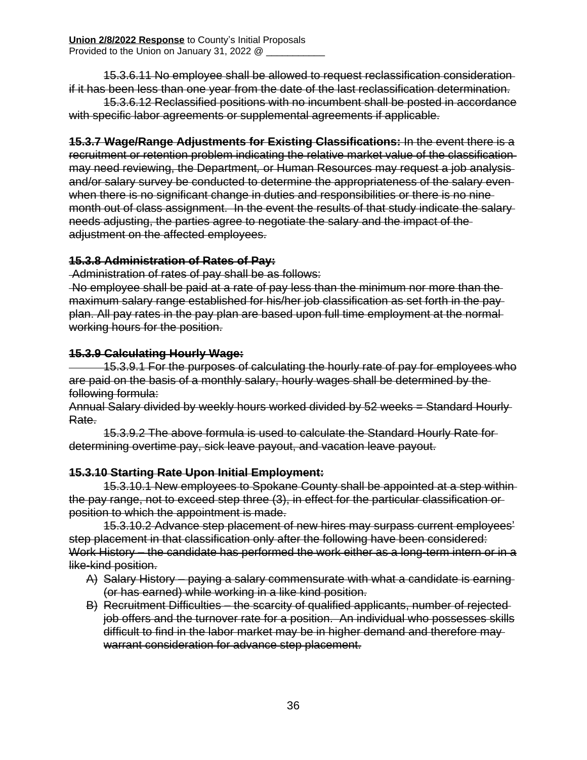~~15.3.6.11 No employee shall be allowed to request reclassification consideration if it has been less than one year from the date of the last reclassification determination.~~

~~15.3.6.12 Reclassified positions with no incumbent shall be posted in accordance with specific labor agreements or supplemental agreements if applicable.~~

~~**15.3.7 Wage/Range Adjustments for Existing Classifications:** In the event there is a recruitment or retention problem indicating the relative market value of the classification may need reviewing, the Department, or Human Resources may request a job analysis and/or salary survey be conducted to determine the appropriateness of the salary even when there is no significant change in duties and responsibilities or there is no nine month out of class assignment. In the event the results of that study indicate the salary needs adjusting, the parties agree to negotiate the salary and the impact of the adjustment on the affected employees.~~

~~**15.3.8 Administration of Rates of Pay:**~~

~~Administration of rates of pay shall be as follows:~~

~~No employee shall be paid at a rate of pay less than the minimum nor more than the maximum salary range established for his/her job classification as set forth in the pay plan. All pay rates in the pay plan are based upon full time employment at the normal working hours for the position.~~

~~**15.3.9 Calculating Hourly Wage:**~~

~~15.3.9.1 For the purposes of calculating the hourly rate of pay for employees who are paid on the basis of a monthly salary, hourly wages shall be determined by the following formula:~~

~~Annual Salary divided by weekly hours worked divided by 52 weeks = Standard Hourly Rate.~~

~~15.3.9.2 The above formula is used to calculate the Standard Hourly Rate for determining overtime pay, sick leave payout, and vacation leave payout.~~

~~**15.3.10 Starting Rate Upon Initial Employment:**~~

~~15.3.10.1 New employees to Spokane County shall be appointed at a step within the pay range, not to exceed step three (3), in effect for the particular classification or position to which the appointment is made.~~

~~15.3.10.2 Advance step placement of new hires may surpass current employees' step placement in that classification only after the following have been considered:~~

~~Work History – the candidate has performed the work either as a long-term intern or in a like-kind position.~~

A) ~~Salary History – paying a salary commensurate with what a candidate is earning (or has earned) while working in a like kind position.~~
B) ~~Recruitment Difficulties – the scarcity of qualified applicants, number of rejected job offers and the turnover rate for a position. An individual who possesses skills difficult to find in the labor market may be in higher demand and therefore may warrant consideration for advance step placement.~~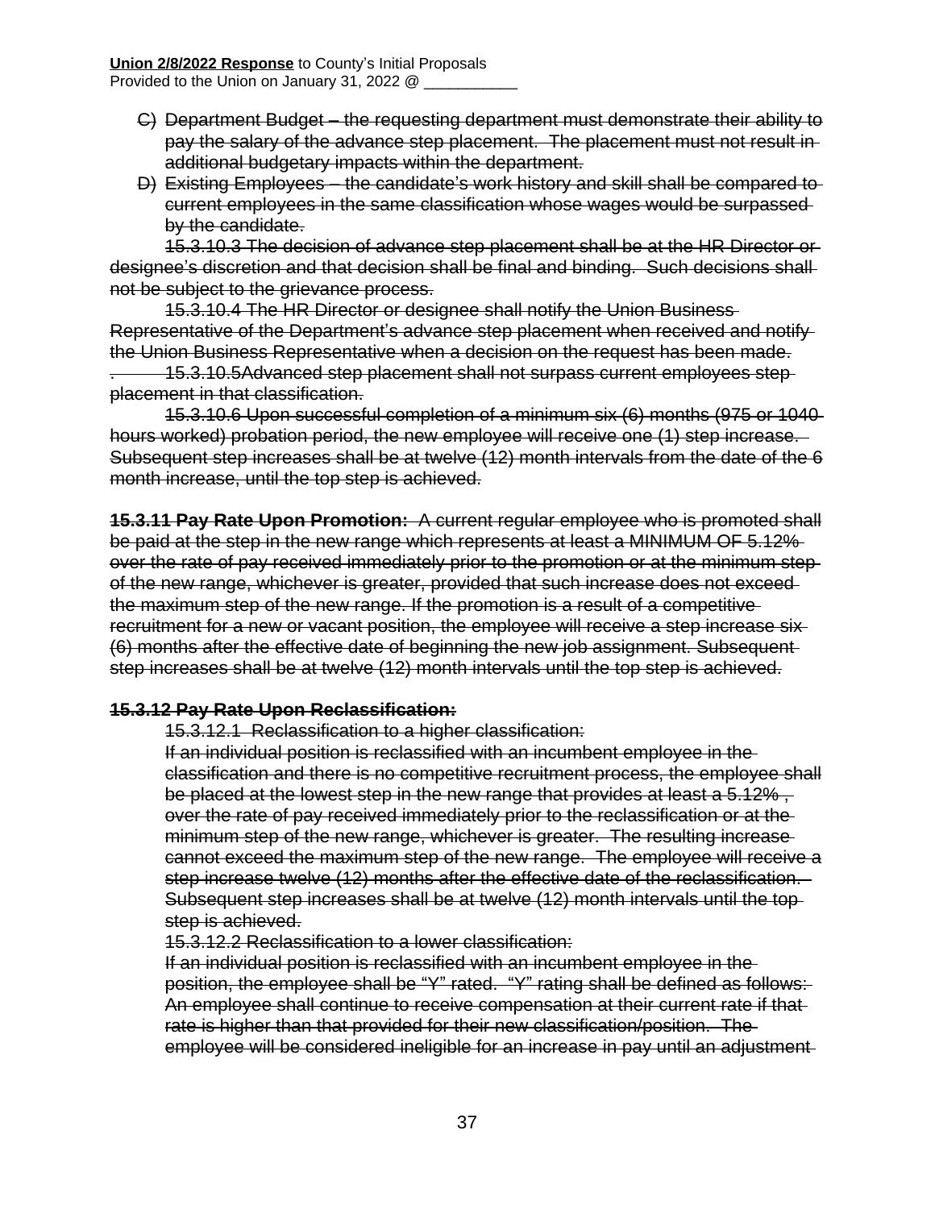~~C) Department Budget – the requesting department must demonstrate their ability to pay the salary of the advance step placement. The placement must not result in additional budgetary impacts within the department.~~

~~D) Existing Employees – the candidate's work history and skill shall be compared to current employees in the same classification whose wages would be surpassed by the candidate.~~

~~15.3.10.3 The decision of advance step placement shall be at the HR Director or designee's discretion and that decision shall be final and binding. Such decisions shall not be subject to the grievance process.~~

~~15.3.10.4 The HR Director or designee shall notify the Union Business Representative of the Department's advance step placement when received and notify the Union Business Representative when a decision on the request has been made.~~

. ~~15.3.10.5Advanced step placement shall not surpass current employees step placement in that classification.~~

~~15.3.10.6 Upon successful completion of a minimum six (6) months (975 or 1040 hours worked) probation period, the new employee will receive one (1) step increase. Subsequent step increases shall be at twelve (12) month intervals from the date of the 6 month increase, until the top step is achieved.~~

~~**15.3.11 Pay Rate Upon Promotion:** A current regular employee who is promoted shall be paid at the step in the new range which represents at least a MINIMUM OF 5.12% over the rate of pay received immediately prior to the promotion or at the minimum step of the new range, whichever is greater, provided that such increase does not exceed the maximum step of the new range. If the promotion is a result of a competitive recruitment for a new or vacant position, the employee will receive a step increase six (6) months after the effective date of beginning the new job assignment. Subsequent step increases shall be at twelve (12) month intervals until the top step is achieved.~~

~~**15.3.12 Pay Rate Upon Reclassification:**~~

~~15.3.12.1 Reclassification to a higher classification:~~

~~If an individual position is reclassified with an incumbent employee in the classification and there is no competitive recruitment process, the employee shall be placed at the lowest step in the new range that provides at least a 5.12% , over the rate of pay received immediately prior to the reclassification or at the minimum step of the new range, whichever is greater. The resulting increase cannot exceed the maximum step of the new range. The employee will receive a step increase twelve (12) months after the effective date of the reclassification. Subsequent step increases shall be at twelve (12) month intervals until the top step is achieved.~~

~~15.3.12.2 Reclassification to a lower classification:~~

~~If an individual position is reclassified with an incumbent employee in the position, the employee shall be "Y" rated. "Y" rating shall be defined as follows: An employee shall continue to receive compensation at their current rate if that rate is higher than that provided for their new classification/position. The employee will be considered ineligible for an increase in pay until an adjustment~~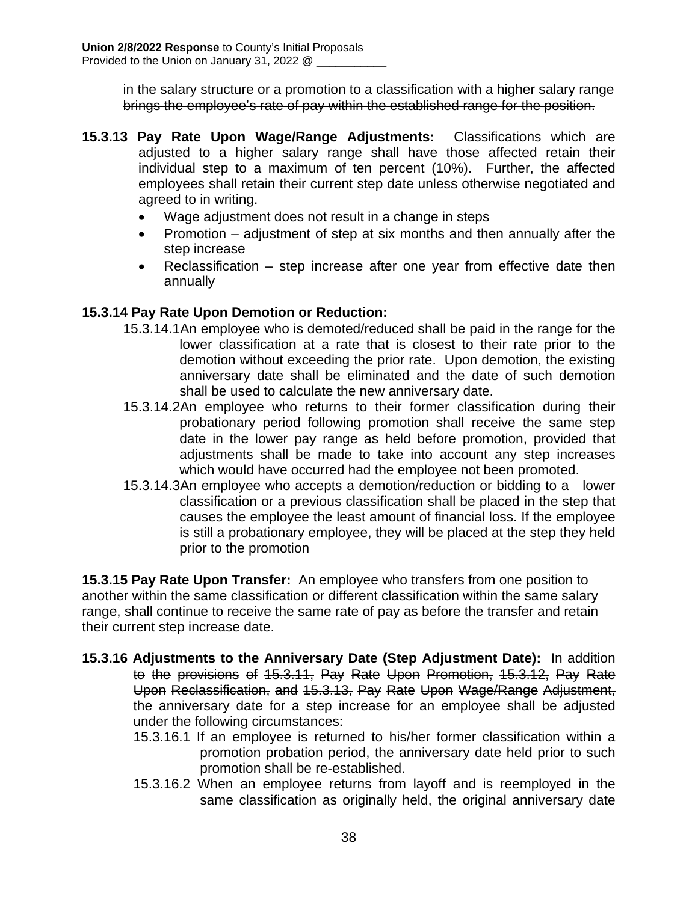~~in the salary structure or a promotion to a classification with a higher salary range brings the employee's rate of pay within the established range for the position.~~

**15.3.13 Pay Rate Upon Wage/Range Adjustments:** Classifications which are adjusted to a higher salary range shall have those affected retain their individual step to a maximum of ten percent (10%). Further, the affected employees shall retain their current step date unless otherwise negotiated and agreed to in writing.

- Wage adjustment does not result in a change in steps
- Promotion – adjustment of step at six months and then annually after the step increase
- Reclassification – step increase after one year from effective date then annually

**15.3.14 Pay Rate Upon Demotion or Reduction:**

15.3.14.1 An employee who is demoted/reduced shall be paid in the range for the lower classification at a rate that is closest to their rate prior to the demotion without exceeding the prior rate. Upon demotion, the existing anniversary date shall be eliminated and the date of such demotion shall be used to calculate the new anniversary date.

15.3.14.2 An employee who returns to their former classification during their probationary period following promotion shall receive the same step date in the lower pay range as held before promotion, provided that adjustments shall be made to take into account any step increases which would have occurred had the employee not been promoted.

15.3.14.3 An employee who accepts a demotion/reduction or bidding to a lower classification or a previous classification shall be placed in the step that causes the employee the least amount of financial loss. If the employee is still a probationary employee, they will be placed at the step they held prior to the promotion

**15.3.15 Pay Rate Upon Transfer:** An employee who transfers from one position to another within the same classification or different classification within the same salary range, shall continue to receive the same rate of pay as before the transfer and retain their current step increase date.

**15.3.16 Adjustments to the Anniversary Date (Step Adjustment Date):** ~~In addition to the provisions of 15.3.11, Pay Rate Upon Promotion, 15.3.12, Pay Rate Upon Reclassification, and 15.3.13, Pay Rate Upon Wage/Range Adjustment,~~ the anniversary date for a step increase for an employee shall be adjusted under the following circumstances:

15.3.16.1 If an employee is returned to his/her former classification within a promotion probation period, the anniversary date held prior to such promotion shall be re-established.

15.3.16.2 When an employee returns from layoff and is reemployed in the same classification as originally held, the original anniversary date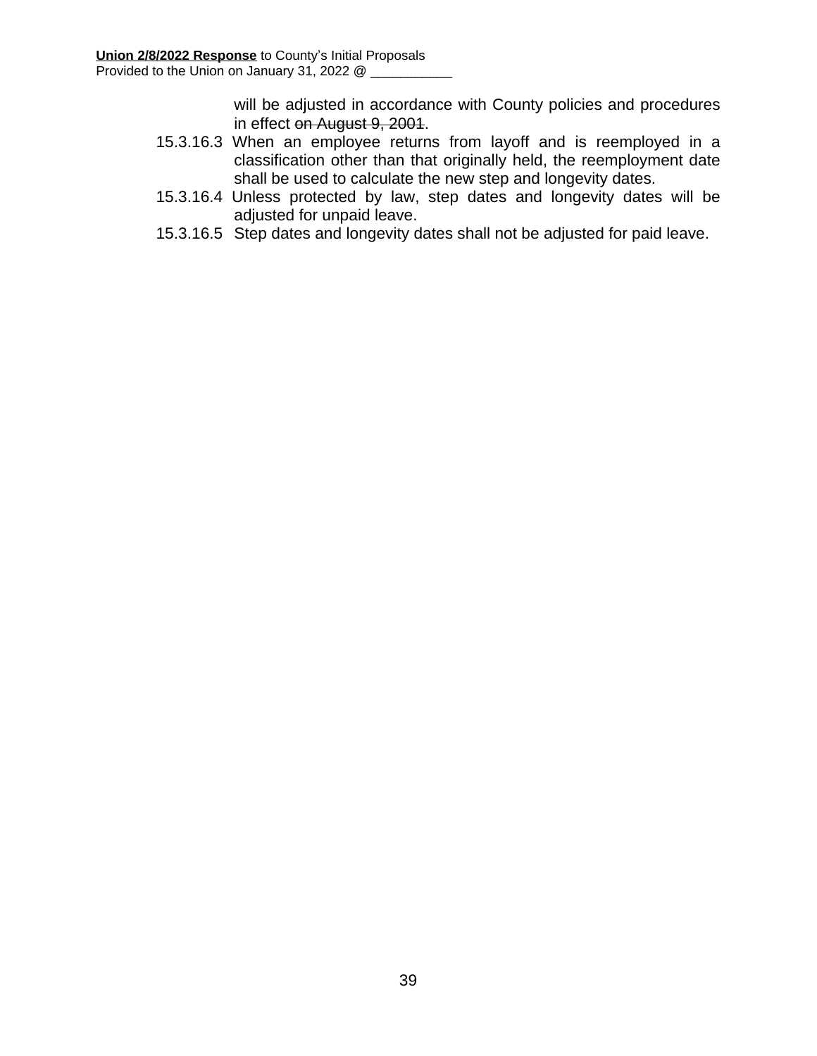will be adjusted in accordance with County policies and procedures in effect ~~on August 9, 2001~~.

15.3.16.3 When an employee returns from layoff and is reemployed in a classification other than that originally held, the reemployment date shall be used to calculate the new step and longevity dates.

15.3.16.4 Unless protected by law, step dates and longevity dates will be adjusted for unpaid leave.

15.3.16.5 Step dates and longevity dates shall not be adjusted for paid leave.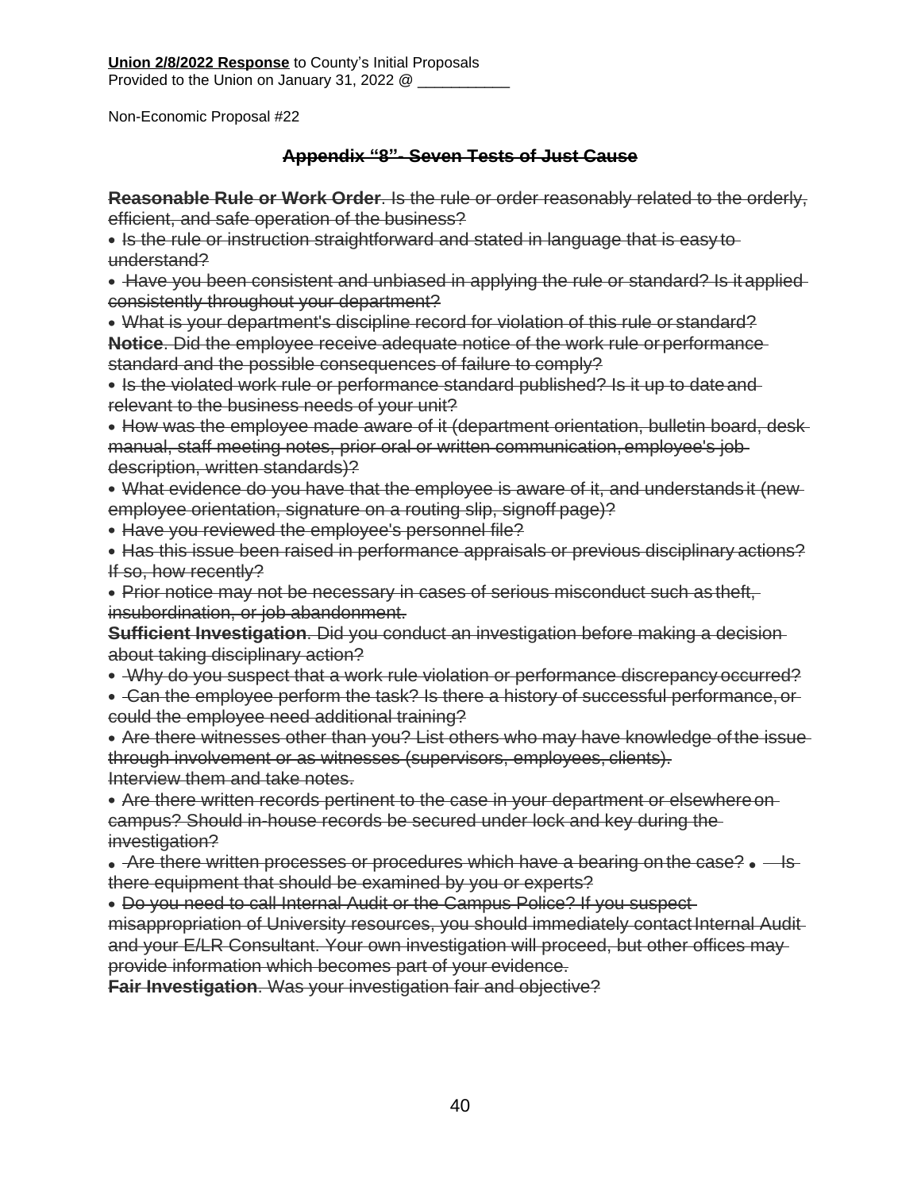**Union 2/8/2022 Response** to County's Initial Proposals
Provided to the Union on January 31, 2022 @ ___________

Non-Economic Proposal #22

## ~~Appendix "8"- Seven Tests of Just Cause~~

~~**Reasonable Rule or Work Order**. Is the rule or order reasonably related to the orderly, efficient, and safe operation of the business?~~

- ~~Is the rule or instruction straightforward and stated in language that is easy to understand?~~
- ~~Have you been consistent and unbiased in applying the rule or standard? Is it applied consistently throughout your department?~~
- ~~What is your department's discipline record for violation of this rule or standard?~~

~~**Notice**. Did the employee receive adequate notice of the work rule or performance standard and the possible consequences of failure to comply?~~

- ~~Is the violated work rule or performance standard published? Is it up to date and relevant to the business needs of your unit?~~
- ~~How was the employee made aware of it (department orientation, bulletin board, desk manual, staff meeting notes, prior oral or written communication, employee's job description, written standards)?~~
- ~~What evidence do you have that the employee is aware of it, and understands it (new employee orientation, signature on a routing slip, signoff page)?~~
- ~~Have you reviewed the employee's personnel file?~~
- ~~Has this issue been raised in performance appraisals or previous disciplinary actions? If so, how recently?~~
- ~~Prior notice may not be necessary in cases of serious misconduct such as theft, insubordination, or job abandonment.~~

~~**Sufficient Investigation**. Did you conduct an investigation before making a decision about taking disciplinary action?~~

- ~~Why do you suspect that a work rule violation or performance discrepancy occurred?~~
- ~~Can the employee perform the task? Is there a history of successful performance, or could the employee need additional training?~~
- ~~Are there witnesses other than you? List others who may have knowledge of the issue through involvement or as witnesses (supervisors, employees, clients). Interview them and take notes.~~
- ~~Are there written records pertinent to the case in your department or elsewhere on campus? Should in-house records be secured under lock and key during the investigation?~~
- ~~Are there written processes or procedures which have a bearing on the case?~~
- ~~Is there equipment that should be examined by you or experts?~~
- ~~Do you need to call Internal Audit or the Campus Police? If you suspect misappropriation of University resources, you should immediately contact Internal Audit and your E/LR Consultant. Your own investigation will proceed, but other offices may provide information which becomes part of your evidence.~~

~~**Fair Investigation**. Was your investigation fair and objective?~~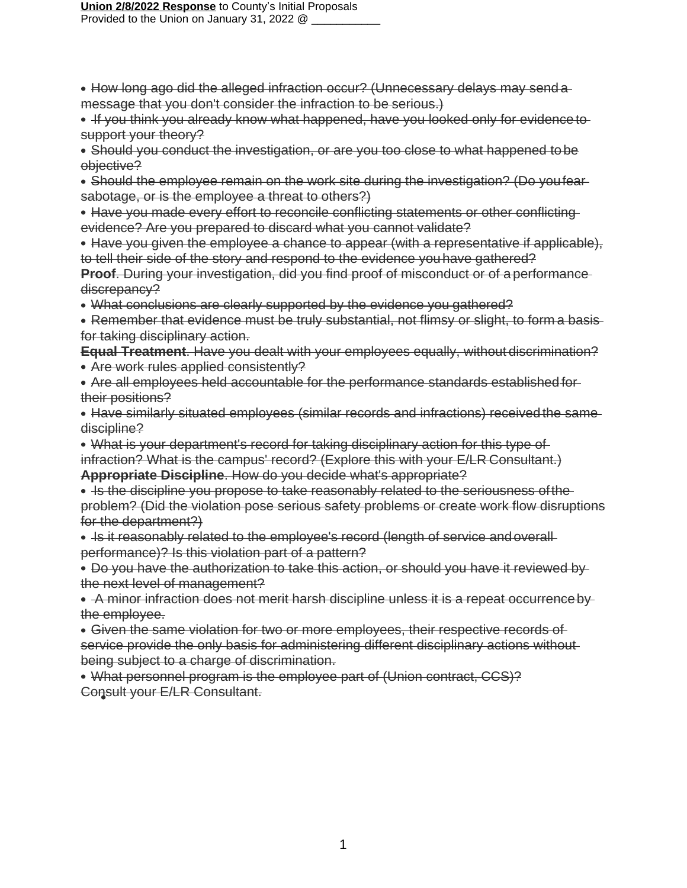**Union 2/8/2022 Response** to County's Initial Proposals
Provided to the Union on January 31, 2022 @ ___________

- ~~How long ago did the alleged infraction occur? (Unnecessary delays may send a message that you don't consider the infraction to be serious.)~~
- ~~If you think you already know what happened, have you looked only for evidence to support your theory?~~
- ~~Should you conduct the investigation, or are you too close to what happened to be objective?~~
- ~~Should the employee remain on the work site during the investigation? (Do you fear sabotage, or is the employee a threat to others?)~~
- ~~Have you made every effort to reconcile conflicting statements or other conflicting evidence? Are you prepared to discard what you cannot validate?~~
- ~~Have you given the employee a chance to appear (with a representative if applicable), to tell their side of the story and respond to the evidence you have gathered?~~

~~**Proof**. During your investigation, did you find proof of misconduct or of a performance discrepancy?~~

- ~~What conclusions are clearly supported by the evidence you gathered?~~
- ~~Remember that evidence must be truly substantial, not flimsy or slight, to form a basis for taking disciplinary action.~~

~~**Equal Treatment**. Have you dealt with your employees equally, without discrimination?~~

- ~~Are work rules applied consistently?~~
- ~~Are all employees held accountable for the performance standards established for their positions?~~
- ~~Have similarly situated employees (similar records and infractions) received the same discipline?~~
- ~~What is your department's record for taking disciplinary action for this type of infraction? What is the campus' record? (Explore this with your E/LR Consultant.)~~

~~**Appropriate Discipline**. How do you decide what's appropriate?~~

- ~~Is the discipline you propose to take reasonably related to the seriousness of the problem? (Did the violation pose serious safety problems or create work flow disruptions for the department?)~~
- ~~Is it reasonably related to the employee's record (length of service and overall performance)? Is this violation part of a pattern?~~
- ~~Do you have the authorization to take this action, or should you have it reviewed by the next level of management?~~
- ~~A minor infraction does not merit harsh discipline unless it is a repeat occurrence by the employee.~~
- ~~Given the same violation for two or more employees, their respective records of service provide the only basis for administering different disciplinary actions without being subject to a charge of discrimination.~~
- ~~What personnel program is the employee part of (Union contract, CCS)?~~

~~Consult your E/LR Consultant.~~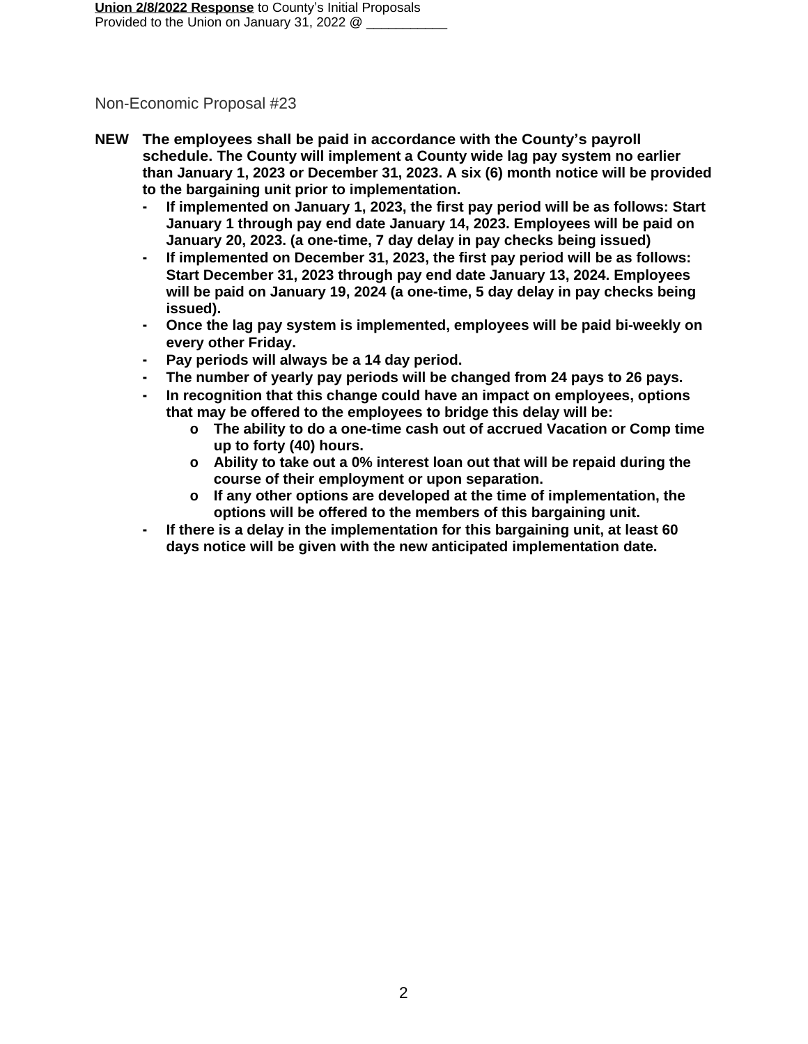Non-Economic Proposal #23

**NEW The employees shall be paid in accordance with the County's payroll schedule. The County will implement a County wide lag pay system no earlier than January 1, 2023 or December 31, 2023. A six (6) month notice will be provided to the bargaining unit prior to implementation.**

- **If implemented on January 1, 2023, the first pay period will be as follows: Start January 1 through pay end date January 14, 2023. Employees will be paid on January 20, 2023. (a one-time, 7 day delay in pay checks being issued)**
- **If implemented on December 31, 2023, the first pay period will be as follows: Start December 31, 2023 through pay end date January 13, 2024. Employees will be paid on January 19, 2024 (a one-time, 5 day delay in pay checks being issued).**
- **Once the lag pay system is implemented, employees will be paid bi-weekly on every other Friday.**
- **Pay periods will always be a 14 day period.**
- **The number of yearly pay periods will be changed from 24 pays to 26 pays.**
- **In recognition that this change could have an impact on employees, options that may be offered to the employees to bridge this delay will be:**
  - **The ability to do a one-time cash out of accrued Vacation or Comp time up to forty (40) hours.**
  - **Ability to take out a 0% interest loan out that will be repaid during the course of their employment or upon separation.**
  - **If any other options are developed at the time of implementation, the options will be offered to the members of this bargaining unit.**
- **If there is a delay in the implementation for this bargaining unit, at least 60 days notice will be given with the new anticipated implementation date.**